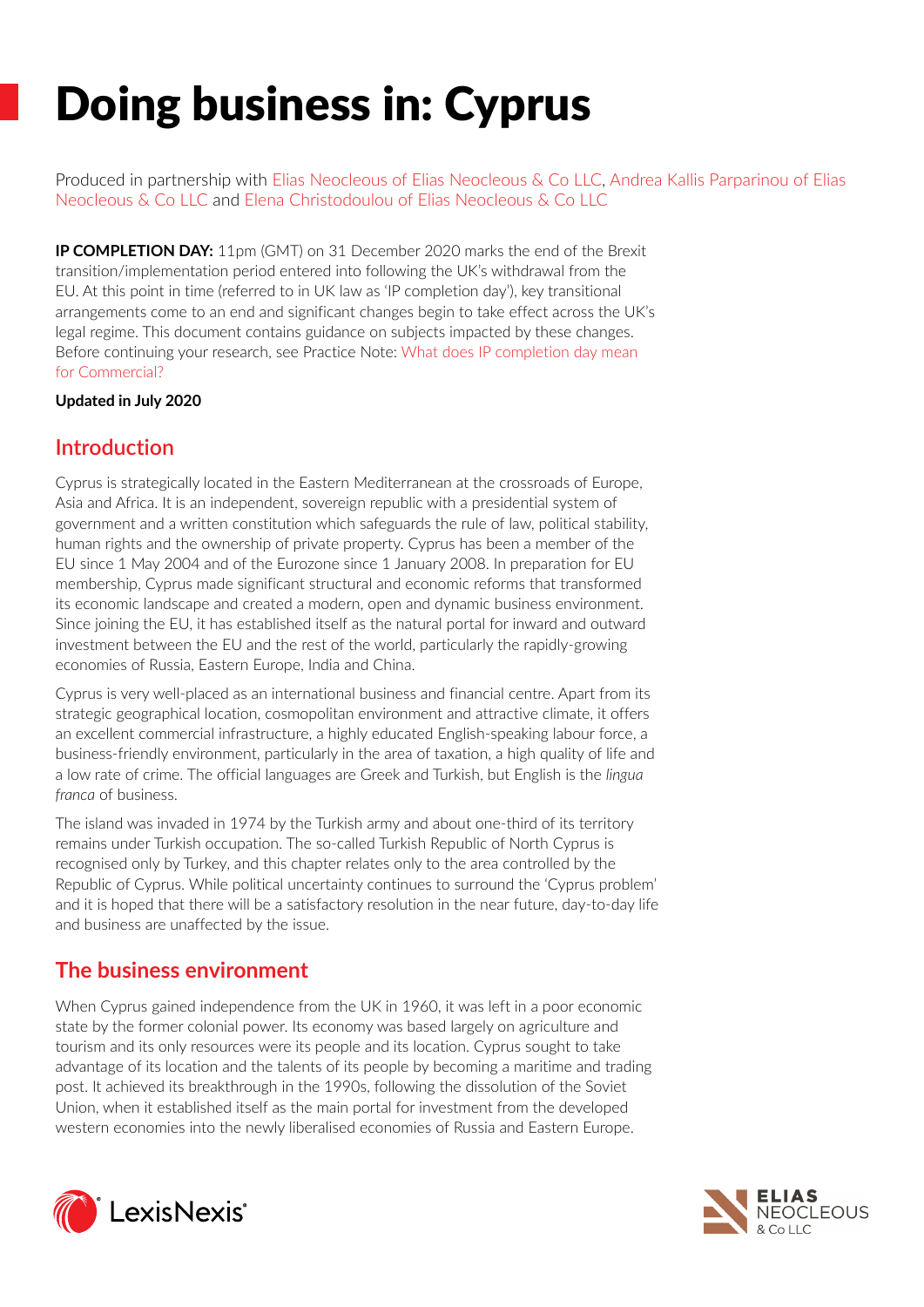# Doing business in: Cyprus

Produced in partnership with Elias Neocleous of Elias Neocleous & Co LLC, Andrea Kallis Parparinou of Elias Neocleous & Co LLC and Elena Christodoulou of Elias Neocleous & Co LLC

**IP COMPLETION DAY:** 11pm (GMT) on 31 December 2020 marks the end of the Brexit transition/implementation period entered into following the UK's withdrawal from the EU. At this point in time (referred to in UK law as 'IP completion day'), key transitional arrangements come to an end and significant changes begin to take effect across the UK's legal regime. This document contains guidance on subjects impacted by these changes. Before continuing your research, see Practice Note: What does IP completion day mean for Commercial?

**Updated in July 2020**

## Introduction

Cyprus is strategically located in the Eastern Mediterranean at the crossroads of Europe, Asia and Africa. It is an independent, sovereign republic with a presidential system of government and a written constitution which safeguards the rule of law, political stability, human rights and the ownership of private property. Cyprus has been a member of the EU since 1 May 2004 and of the Eurozone since 1 January 2008. In preparation for EU membership, Cyprus made significant structural and economic reforms that transformed its economic landscape and created a modern, open and dynamic business environment. Since joining the EU, it has established itself as the natural portal for inward and outward investment between the EU and the rest of the world, particularly the rapidly-growing economies of Russia, Eastern Europe, India and China.

Cyprus is very well-placed as an international business and financial centre. Apart from its strategic geographical location, cosmopolitan environment and attractive climate, it offers an excellent commercial infrastructure, a highly educated English-speaking labour force, a business-friendly environment, particularly in the area of taxation, a high quality of life and a low rate of crime. The official languages are Greek and Turkish, but English is the *lingua franca* of business.

The island was invaded in 1974 by the Turkish army and about one-third of its territory remains under Turkish occupation. The so-called Turkish Republic of North Cyprus is recognised only by Turkey, and this chapter relates only to the area controlled by the Republic of Cyprus. While political uncertainty continues to surround the 'Cyprus problem' and it is hoped that there will be a satisfactory resolution in the near future, day-to-day life and business are unaffected by the issue.

## The business environment

When Cyprus gained independence from the UK in 1960, it was left in a poor economic state by the former colonial power. Its economy was based largely on agriculture and tourism and its only resources were its people and its location. Cyprus sought to take advantage of its location and the talents of its people by becoming a maritime and trading post. It achieved its breakthrough in the 1990s, following the dissolution of the Soviet Union, when it established itself as the main portal for investment from the developed western economies into the newly liberalised economies of Russia and Eastern Europe.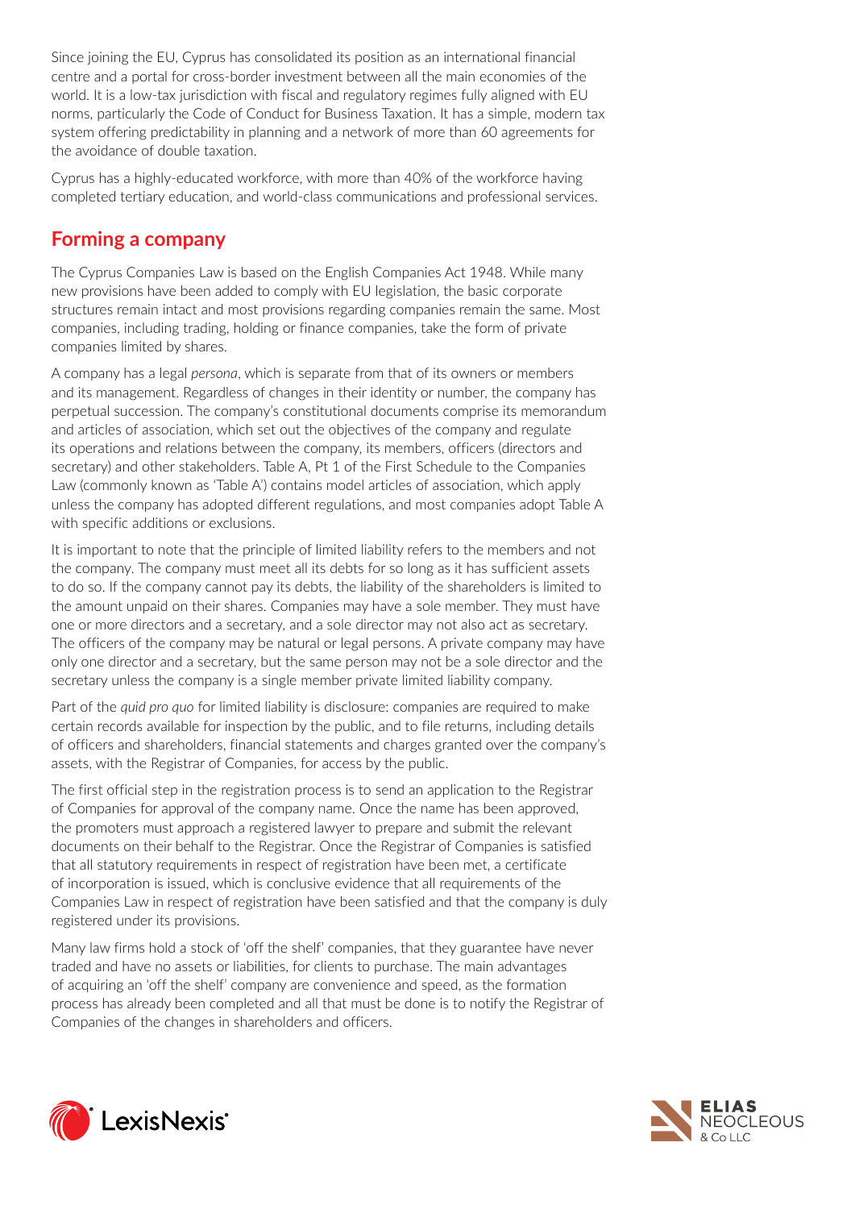Since joining the EU, Cyprus has consolidated its position as an international financial centre and a portal for cross-border investment between all the main economies of the world. It is a low-tax jurisdiction with fiscal and regulatory regimes fully aligned with EU norms, particularly the Code of Conduct for Business Taxation. It has a simple, modern tax system offering predictability in planning and a network of more than 60 agreements for the avoidance of double taxation.

Cyprus has a highly-educated workforce, with more than 40% of the workforce having completed tertiary education, and world-class communications and professional services.

## Forming a company

The Cyprus Companies Law is based on the English Companies Act 1948. While many new provisions have been added to comply with EU legislation, the basic corporate structures remain intact and most provisions regarding companies remain the same. Most companies, including trading, holding or finance companies, take the form of private companies limited by shares.

A company has a legal *persona*, which is separate from that of its owners or members and its management. Regardless of changes in their identity or number, the company has perpetual succession. The company's constitutional documents comprise its memorandum and articles of association, which set out the objectives of the company and regulate its operations and relations between the company, its members, officers (directors and secretary) and other stakeholders. Table A, Pt 1 of the First Schedule to the Companies Law (commonly known as 'Table A') contains model articles of association, which apply unless the company has adopted different regulations, and most companies adopt Table A with specific additions or exclusions.

It is important to note that the principle of limited liability refers to the members and not the company. The company must meet all its debts for so long as it has sufficient assets to do so. If the company cannot pay its debts, the liability of the shareholders is limited to the amount unpaid on their shares. Companies may have a sole member. They must have one or more directors and a secretary, and a sole director may not also act as secretary. The officers of the company may be natural or legal persons. A private company may have only one director and a secretary, but the same person may not be a sole director and the secretary unless the company is a single member private limited liability company.

Part of the *quid pro quo* for limited liability is disclosure: companies are required to make certain records available for inspection by the public, and to file returns, including details of officers and shareholders, financial statements and charges granted over the company's assets, with the Registrar of Companies, for access by the public.

The first official step in the registration process is to send an application to the Registrar of Companies for approval of the company name. Once the name has been approved, the promoters must approach a registered lawyer to prepare and submit the relevant documents on their behalf to the Registrar. Once the Registrar of Companies is satisfied that all statutory requirements in respect of registration have been met, a certificate of incorporation is issued, which is conclusive evidence that all requirements of the Companies Law in respect of registration have been satisfied and that the company is duly registered under its provisions.

Many law firms hold a stock of 'off the shelf' companies, that they guarantee have never traded and have no assets or liabilities, for clients to purchase. The main advantages of acquiring an 'off the shelf' company are convenience and speed, as the formation process has already been completed and all that must be done is to notify the Registrar of Companies of the changes in shareholders and officers.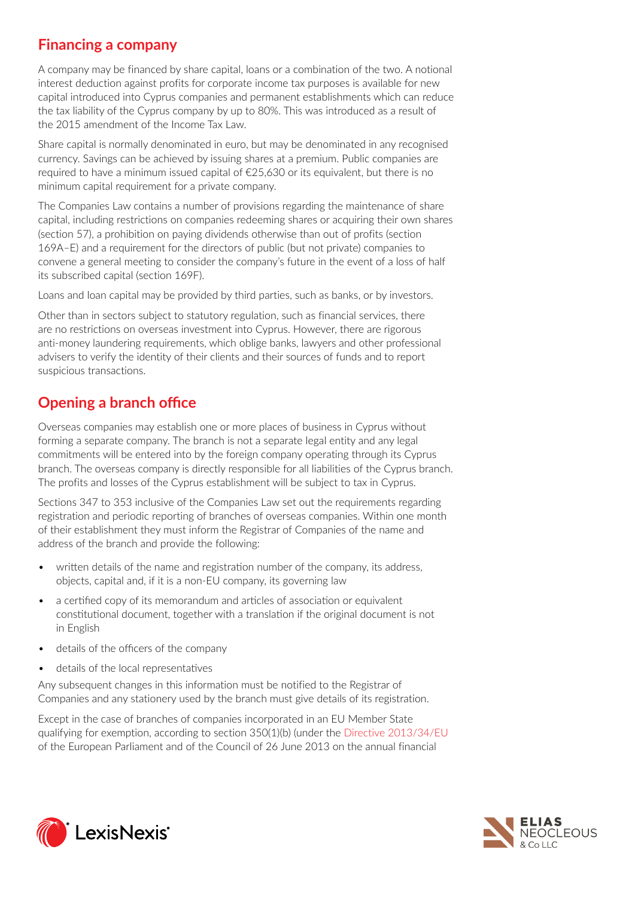## Financing a company

A company may be financed by share capital, loans or a combination of the two. A notional interest deduction against profits for corporate income tax purposes is available for new capital introduced into Cyprus companies and permanent establishments which can reduce the tax liability of the Cyprus company by up to 80%. This was introduced as a result of the 2015 amendment of the Income Tax Law.

Share capital is normally denominated in euro, but may be denominated in any recognised currency. Savings can be achieved by issuing shares at a premium. Public companies are required to have a minimum issued capital of €25,630 or its equivalent, but there is no minimum capital requirement for a private company.

The Companies Law contains a number of provisions regarding the maintenance of share capital, including restrictions on companies redeeming shares or acquiring their own shares (section 57), a prohibition on paying dividends otherwise than out of profits (section 169A–E) and a requirement for the directors of public (but not private) companies to convene a general meeting to consider the company's future in the event of a loss of half its subscribed capital (section 169F).

Loans and loan capital may be provided by third parties, such as banks, or by investors.

Other than in sectors subject to statutory regulation, such as financial services, there are no restrictions on overseas investment into Cyprus. However, there are rigorous anti-money laundering requirements, which oblige banks, lawyers and other professional advisers to verify the identity of their clients and their sources of funds and to report suspicious transactions.

## Opening a branch office

Overseas companies may establish one or more places of business in Cyprus without forming a separate company. The branch is not a separate legal entity and any legal commitments will be entered into by the foreign company operating through its Cyprus branch. The overseas company is directly responsible for all liabilities of the Cyprus branch. The profits and losses of the Cyprus establishment will be subject to tax in Cyprus.

Sections 347 to 353 inclusive of the Companies Law set out the requirements regarding registration and periodic reporting of branches of overseas companies. Within one month of their establishment they must inform the Registrar of Companies of the name and address of the branch and provide the following:

- written details of the name and registration number of the company, its address, objects, capital and, if it is a non-EU company, its governing law
- a certified copy of its memorandum and articles of association or equivalent constitutional document, together with a translation if the original document is not in English
- details of the officers of the company
- details of the local representatives

Any subsequent changes in this information must be notified to the Registrar of Companies and any stationery used by the branch must give details of its registration.

Except in the case of branches of companies incorporated in an EU Member State qualifying for exemption, according to section 350(1)(b) (under the Directive 2013/34/EU of the European Parliament and of the Council of 26 June 2013 on the annual financial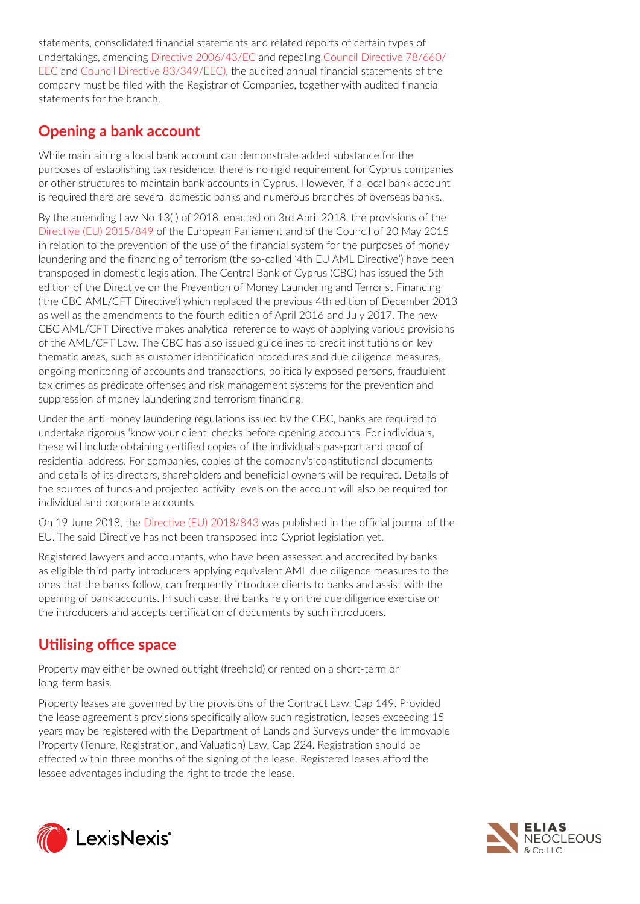statements, consolidated financial statements and related reports of certain types of undertakings, amending Directive 2006/43/EC and repealing Council Directive 78/660/EEC and Council Directive 83/349/EEC), the audited annual financial statements of the company must be filed with the Registrar of Companies, together with audited financial statements for the branch.

## Opening a bank account

While maintaining a local bank account can demonstrate added substance for the purposes of establishing tax residence, there is no rigid requirement for Cyprus companies or other structures to maintain bank accounts in Cyprus. However, if a local bank account is required there are several domestic banks and numerous branches of overseas banks.

By the amending Law No 13(I) of 2018, enacted on 3rd April 2018, the provisions of the Directive (EU) 2015/849 of the European Parliament and of the Council of 20 May 2015 in relation to the prevention of the use of the financial system for the purposes of money laundering and the financing of terrorism (the so-called '4th EU AML Directive') have been transposed in domestic legislation. The Central Bank of Cyprus (CBC) has issued the 5th edition of the Directive on the Prevention of Money Laundering and Terrorist Financing ('the CBC AML/CFT Directive') which replaced the previous 4th edition of December 2013 as well as the amendments to the fourth edition of April 2016 and July 2017. The new CBC AML/CFT Directive makes analytical reference to ways of applying various provisions of the AML/CFT Law. The CBC has also issued guidelines to credit institutions on key thematic areas, such as customer identification procedures and due diligence measures, ongoing monitoring of accounts and transactions, politically exposed persons, fraudulent tax crimes as predicate offenses and risk management systems for the prevention and suppression of money laundering and terrorism financing.

Under the anti-money laundering regulations issued by the CBC, banks are required to undertake rigorous 'know your client' checks before opening accounts. For individuals, these will include obtaining certified copies of the individual's passport and proof of residential address. For companies, copies of the company's constitutional documents and details of its directors, shareholders and beneficial owners will be required. Details of the sources of funds and projected activity levels on the account will also be required for individual and corporate accounts.

On 19 June 2018, the Directive (EU) 2018/843 was published in the official journal of the EU. The said Directive has not been transposed into Cypriot legislation yet.

Registered lawyers and accountants, who have been assessed and accredited by banks as eligible third-party introducers applying equivalent AML due diligence measures to the ones that the banks follow, can frequently introduce clients to banks and assist with the opening of bank accounts. In such case, the banks rely on the due diligence exercise on the introducers and accepts certification of documents by such introducers.

## Utilising office space

Property may either be owned outright (freehold) or rented on a short-term or long-term basis.

Property leases are governed by the provisions of the Contract Law, Cap 149. Provided the lease agreement's provisions specifically allow such registration, leases exceeding 15 years may be registered with the Department of Lands and Surveys under the Immovable Property (Tenure, Registration, and Valuation) Law, Cap 224. Registration should be effected within three months of the signing of the lease. Registered leases afford the lessee advantages including the right to trade the lease.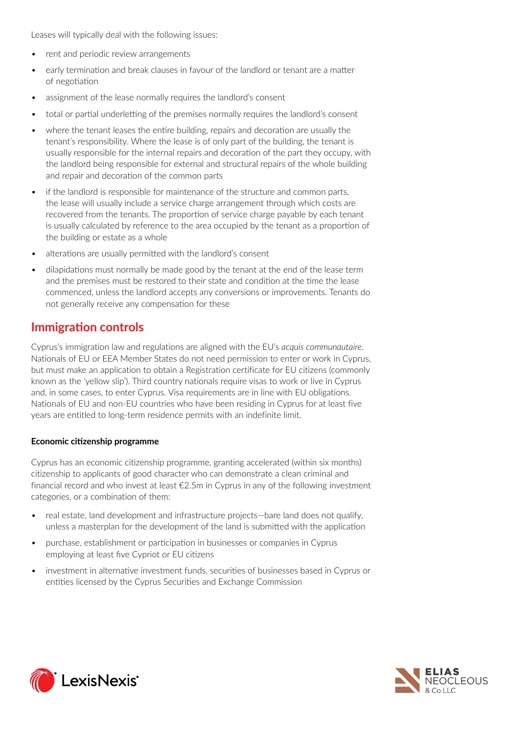Leases will typically deal with the following issues:

- rent and periodic review arrangements
- early termination and break clauses in favour of the landlord or tenant are a matter of negotiation
- assignment of the lease normally requires the landlord's consent
- total or partial underletting of the premises normally requires the landlord's consent
- where the tenant leases the entire building, repairs and decoration are usually the tenant's responsibility. Where the lease is of only part of the building, the tenant is usually responsible for the internal repairs and decoration of the part they occupy, with the landlord being responsible for external and structural repairs of the whole building and repair and decoration of the common parts
- if the landlord is responsible for maintenance of the structure and common parts, the lease will usually include a service charge arrangement through which costs are recovered from the tenants. The proportion of service charge payable by each tenant is usually calculated by reference to the area occupied by the tenant as a proportion of the building or estate as a whole
- alterations are usually permitted with the landlord's consent
- dilapidations must normally be made good by the tenant at the end of the lease term and the premises must be restored to their state and condition at the time the lease commenced, unless the landlord accepts any conversions or improvements. Tenants do not generally receive any compensation for these

## Immigration controls

Cyprus's immigration law and regulations are aligned with the EU's *acquis communautaire*. Nationals of EU or EEA Member States do not need permission to enter or work in Cyprus, but must make an application to obtain a Registration certificate for EU citizens (commonly known as the 'yellow slip'). Third country nationals require visas to work or live in Cyprus and, in some cases, to enter Cyprus. Visa requirements are in line with EU obligations. Nationals of EU and non-EU countries who have been residing in Cyprus for at least five years are entitled to long-term residence permits with an indefinite limit.

### Economic citizenship programme

Cyprus has an economic citizenship programme, granting accelerated (within six months) citizenship to applicants of good character who can demonstrate a clean criminal and financial record and who invest at least €2.5m in Cyprus in any of the following investment categories, or a combination of them:

- real estate, land development and infrastructure projects—bare land does not qualify, unless a masterplan for the development of the land is submitted with the application
- purchase, establishment or participation in businesses or companies in Cyprus employing at least five Cypriot or EU citizens
- investment in alternative investment funds, securities of businesses based in Cyprus or entities licensed by the Cyprus Securities and Exchange Commission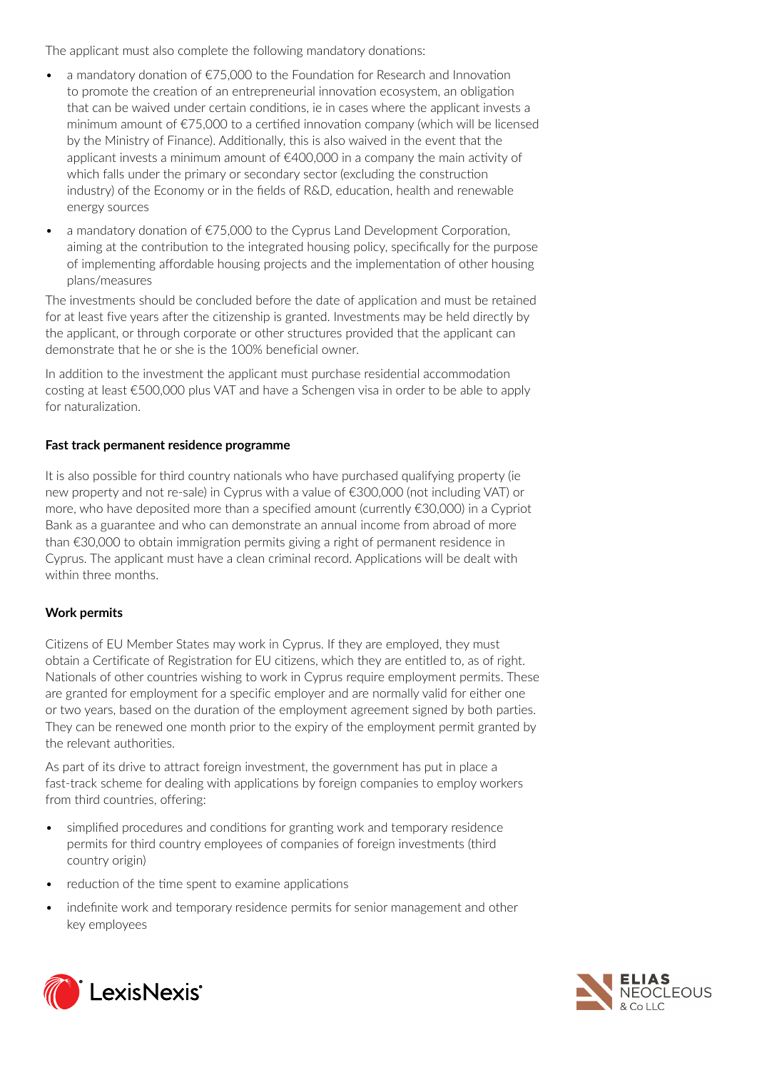The applicant must also complete the following mandatory donations:

- a mandatory donation of €75,000 to the Foundation for Research and Innovation to promote the creation of an entrepreneurial innovation ecosystem, an obligation that can be waived under certain conditions, ie in cases where the applicant invests a minimum amount of €75,000 to a certified innovation company (which will be licensed by the Ministry of Finance). Additionally, this is also waived in the event that the applicant invests a minimum amount of €400,000 in a company the main activity of which falls under the primary or secondary sector (excluding the construction industry) of the Economy or in the fields of R&D, education, health and renewable energy sources
- a mandatory donation of €75,000 to the Cyprus Land Development Corporation, aiming at the contribution to the integrated housing policy, specifically for the purpose of implementing affordable housing projects and the implementation of other housing plans/measures

The investments should be concluded before the date of application and must be retained for at least five years after the citizenship is granted. Investments may be held directly by the applicant, or through corporate or other structures provided that the applicant can demonstrate that he or she is the 100% beneficial owner.

In addition to the investment the applicant must purchase residential accommodation costing at least €500,000 plus VAT and have a Schengen visa in order to be able to apply for naturalization.

**Fast track permanent residence programme**

It is also possible for third country nationals who have purchased qualifying property (ie new property and not re-sale) in Cyprus with a value of €300,000 (not including VAT) or more, who have deposited more than a specified amount (currently €30,000) in a Cypriot Bank as a guarantee and who can demonstrate an annual income from abroad of more than €30,000 to obtain immigration permits giving a right of permanent residence in Cyprus. The applicant must have a clean criminal record. Applications will be dealt with within three months.

**Work permits**

Citizens of EU Member States may work in Cyprus. If they are employed, they must obtain a Certificate of Registration for EU citizens, which they are entitled to, as of right. Nationals of other countries wishing to work in Cyprus require employment permits. These are granted for employment for a specific employer and are normally valid for either one or two years, based on the duration of the employment agreement signed by both parties. They can be renewed one month prior to the expiry of the employment permit granted by the relevant authorities.

As part of its drive to attract foreign investment, the government has put in place a fast-track scheme for dealing with applications by foreign companies to employ workers from third countries, offering:

- simplified procedures and conditions for granting work and temporary residence permits for third country employees of companies of foreign investments (third country origin)
- reduction of the time spent to examine applications
- indefinite work and temporary residence permits for senior management and other key employees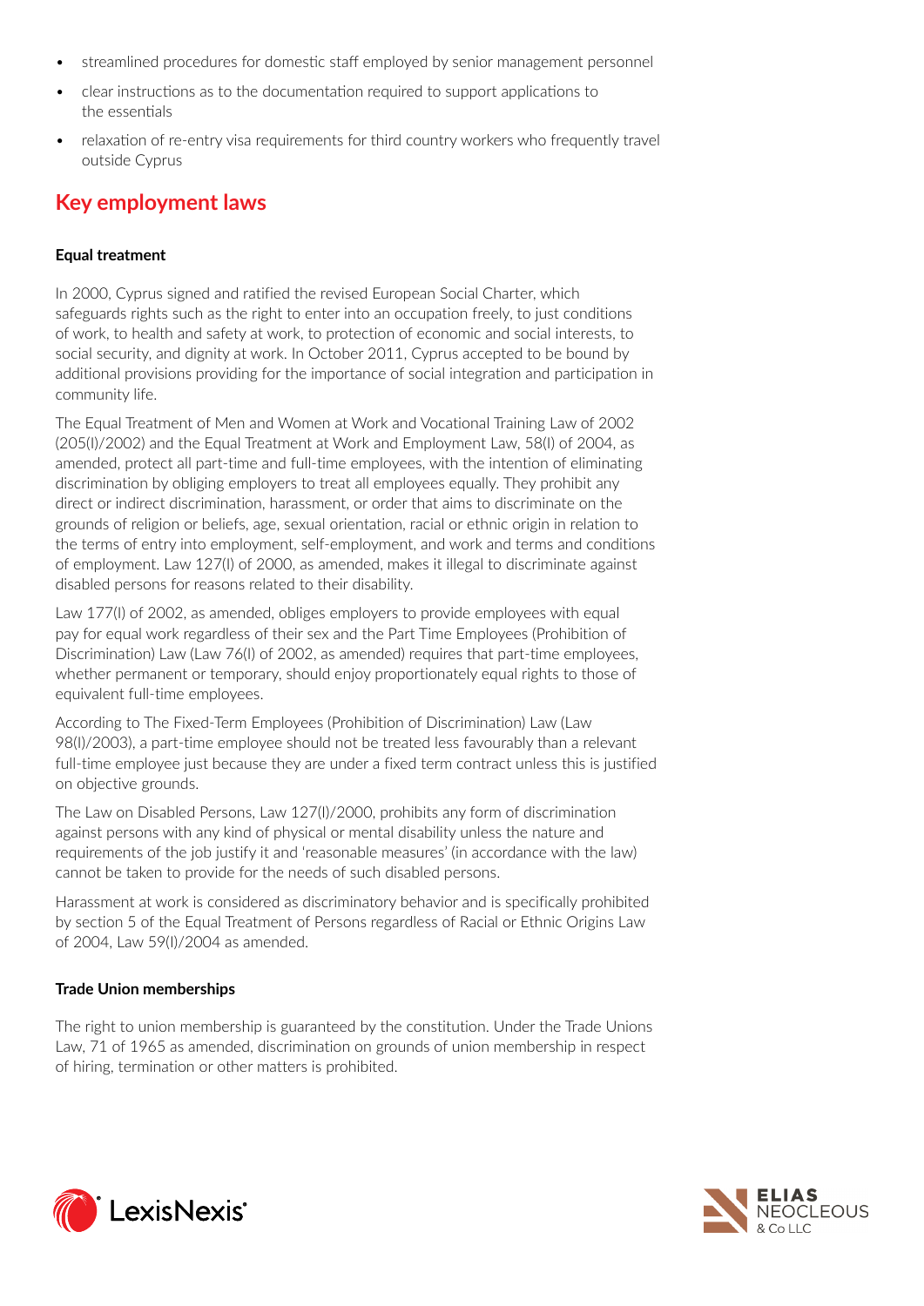- streamlined procedures for domestic staff employed by senior management personnel
- clear instructions as to the documentation required to support applications to the essentials
- relaxation of re-entry visa requirements for third country workers who frequently travel outside Cyprus

## Key employment laws

**Equal treatment**

In 2000, Cyprus signed and ratified the revised European Social Charter, which safeguards rights such as the right to enter into an occupation freely, to just conditions of work, to health and safety at work, to protection of economic and social interests, to social security, and dignity at work. In October 2011, Cyprus accepted to be bound by additional provisions providing for the importance of social integration and participation in community life.

The Equal Treatment of Men and Women at Work and Vocational Training Law of 2002 (205(I)/2002) and the Equal Treatment at Work and Employment Law, 58(I) of 2004, as amended, protect all part-time and full-time employees, with the intention of eliminating discrimination by obliging employers to treat all employees equally. They prohibit any direct or indirect discrimination, harassment, or order that aims to discriminate on the grounds of religion or beliefs, age, sexual orientation, racial or ethnic origin in relation to the terms of entry into employment, self-employment, and work and terms and conditions of employment. Law 127(I) of 2000, as amended, makes it illegal to discriminate against disabled persons for reasons related to their disability.

Law 177(I) of 2002, as amended, obliges employers to provide employees with equal pay for equal work regardless of their sex and the Part Time Employees (Prohibition of Discrimination) Law (Law 76(I) of 2002, as amended) requires that part-time employees, whether permanent or temporary, should enjoy proportionately equal rights to those of equivalent full-time employees.

According to The Fixed-Term Employees (Prohibition of Discrimination) Law (Law 98(I)/2003), a part-time employee should not be treated less favourably than a relevant full-time employee just because they are under a fixed term contract unless this is justified on objective grounds.

The Law on Disabled Persons, Law 127(I)/2000, prohibits any form of discrimination against persons with any kind of physical or mental disability unless the nature and requirements of the job justify it and 'reasonable measures' (in accordance with the law) cannot be taken to provide for the needs of such disabled persons.

Harassment at work is considered as discriminatory behavior and is specifically prohibited by section 5 of the Equal Treatment of Persons regardless of Racial or Ethnic Origins Law of 2004, Law 59(I)/2004 as amended.

**Trade Union memberships**

The right to union membership is guaranteed by the constitution. Under the Trade Unions Law, 71 of 1965 as amended, discrimination on grounds of union membership in respect of hiring, termination or other matters is prohibited.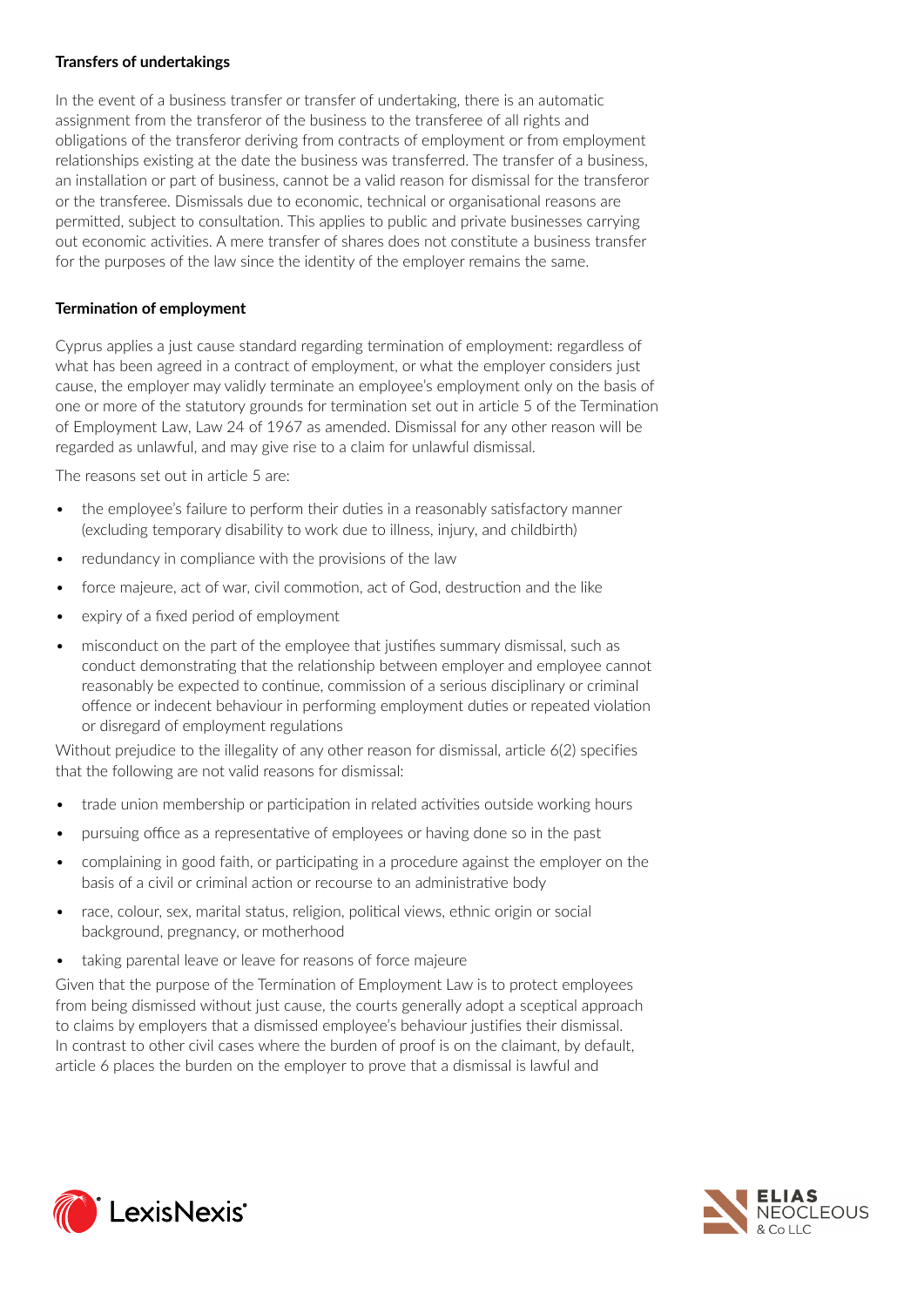### Transfers of undertakings

In the event of a business transfer or transfer of undertaking, there is an automatic assignment from the transferor of the business to the transferee of all rights and obligations of the transferor deriving from contracts of employment or from employment relationships existing at the date the business was transferred. The transfer of a business, an installation or part of business, cannot be a valid reason for dismissal for the transferor or the transferee. Dismissals due to economic, technical or organisational reasons are permitted, subject to consultation. This applies to public and private businesses carrying out economic activities. A mere transfer of shares does not constitute a business transfer for the purposes of the law since the identity of the employer remains the same.

### Termination of employment

Cyprus applies a just cause standard regarding termination of employment: regardless of what has been agreed in a contract of employment, or what the employer considers just cause, the employer may validly terminate an employee's employment only on the basis of one or more of the statutory grounds for termination set out in article 5 of the Termination of Employment Law, Law 24 of 1967 as amended. Dismissal for any other reason will be regarded as unlawful, and may give rise to a claim for unlawful dismissal.

The reasons set out in article 5 are:

- the employee's failure to perform their duties in a reasonably satisfactory manner (excluding temporary disability to work due to illness, injury, and childbirth)
- redundancy in compliance with the provisions of the law
- force majeure, act of war, civil commotion, act of God, destruction and the like
- expiry of a fixed period of employment
- misconduct on the part of the employee that justifies summary dismissal, such as conduct demonstrating that the relationship between employer and employee cannot reasonably be expected to continue, commission of a serious disciplinary or criminal offence or indecent behaviour in performing employment duties or repeated violation or disregard of employment regulations

Without prejudice to the illegality of any other reason for dismissal, article 6(2) specifies that the following are not valid reasons for dismissal:

- trade union membership or participation in related activities outside working hours
- pursuing office as a representative of employees or having done so in the past
- complaining in good faith, or participating in a procedure against the employer on the basis of a civil or criminal action or recourse to an administrative body
- race, colour, sex, marital status, religion, political views, ethnic origin or social background, pregnancy, or motherhood
- taking parental leave or leave for reasons of force majeure

Given that the purpose of the Termination of Employment Law is to protect employees from being dismissed without just cause, the courts generally adopt a sceptical approach to claims by employers that a dismissed employee's behaviour justifies their dismissal. In contrast to other civil cases where the burden of proof is on the claimant, by default, article 6 places the burden on the employer to prove that a dismissal is lawful and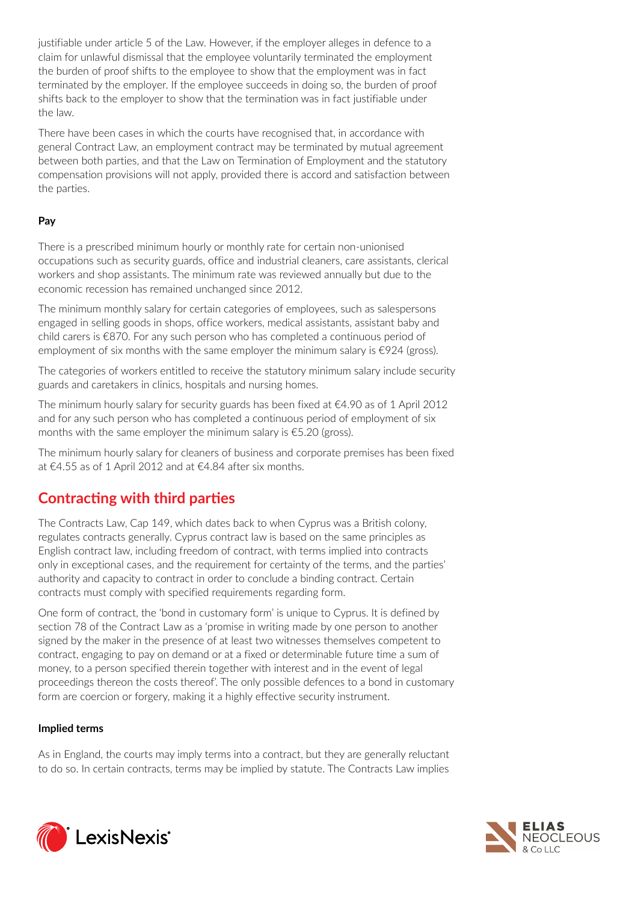justifiable under article 5 of the Law. However, if the employer alleges in defence to a claim for unlawful dismissal that the employee voluntarily terminated the employment the burden of proof shifts to the employee to show that the employment was in fact terminated by the employer. If the employee succeeds in doing so, the burden of proof shifts back to the employer to show that the termination was in fact justifiable under the law.

There have been cases in which the courts have recognised that, in accordance with general Contract Law, an employment contract may be terminated by mutual agreement between both parties, and that the Law on Termination of Employment and the statutory compensation provisions will not apply, provided there is accord and satisfaction between the parties.

**Pay**

There is a prescribed minimum hourly or monthly rate for certain non-unionised occupations such as security guards, office and industrial cleaners, care assistants, clerical workers and shop assistants. The minimum rate was reviewed annually but due to the economic recession has remained unchanged since 2012.

The minimum monthly salary for certain categories of employees, such as salespersons engaged in selling goods in shops, office workers, medical assistants, assistant baby and child carers is €870. For any such person who has completed a continuous period of employment of six months with the same employer the minimum salary is €924 (gross).

The categories of workers entitled to receive the statutory minimum salary include security guards and caretakers in clinics, hospitals and nursing homes.

The minimum hourly salary for security guards has been fixed at €4.90 as of 1 April 2012 and for any such person who has completed a continuous period of employment of six months with the same employer the minimum salary is €5.20 (gross).

The minimum hourly salary for cleaners of business and corporate premises has been fixed at €4.55 as of 1 April 2012 and at €4.84 after six months.

## Contracting with third parties

The Contracts Law, Cap 149, which dates back to when Cyprus was a British colony, regulates contracts generally. Cyprus contract law is based on the same principles as English contract law, including freedom of contract, with terms implied into contracts only in exceptional cases, and the requirement for certainty of the terms, and the parties' authority and capacity to contract in order to conclude a binding contract. Certain contracts must comply with specified requirements regarding form.

One form of contract, the 'bond in customary form' is unique to Cyprus. It is defined by section 78 of the Contract Law as a 'promise in writing made by one person to another signed by the maker in the presence of at least two witnesses themselves competent to contract, engaging to pay on demand or at a fixed or determinable future time a sum of money, to a person specified therein together with interest and in the event of legal proceedings thereon the costs thereof'. The only possible defences to a bond in customary form are coercion or forgery, making it a highly effective security instrument.

**Implied terms**

As in England, the courts may imply terms into a contract, but they are generally reluctant to do so. In certain contracts, terms may be implied by statute. The Contracts Law implies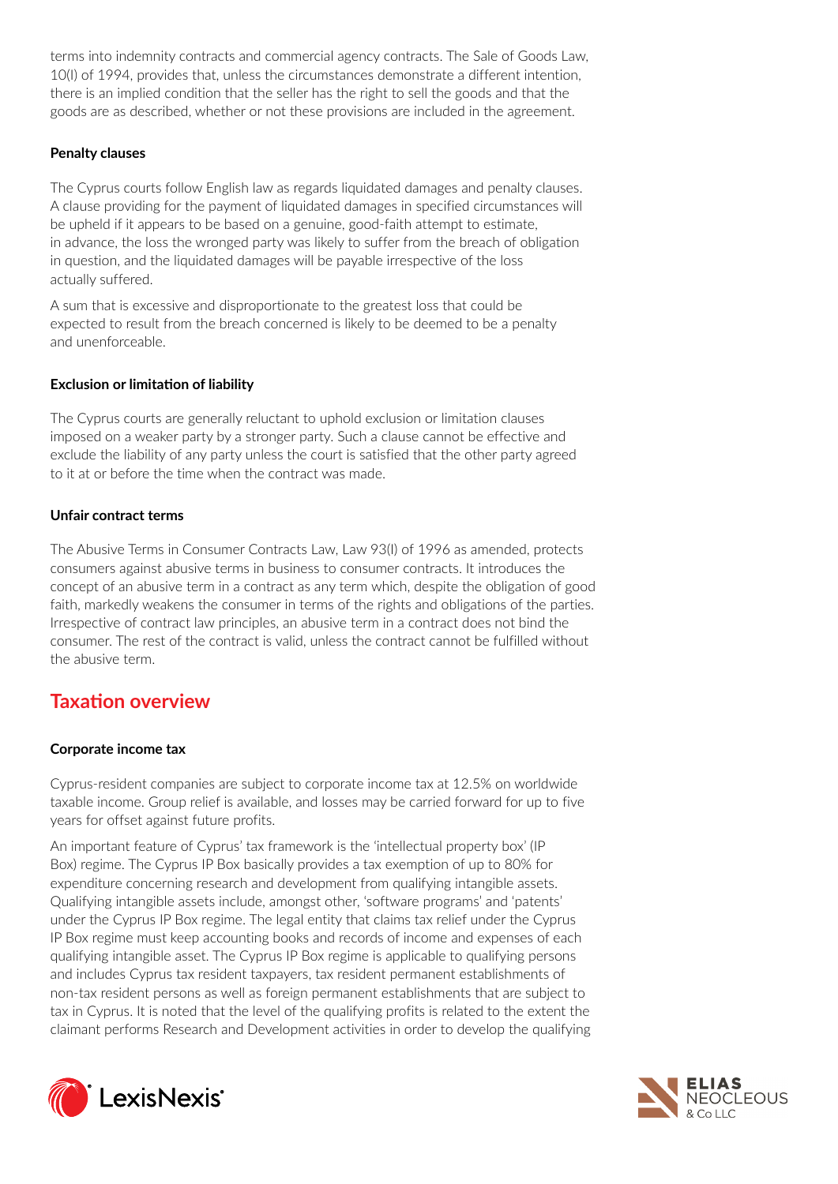terms into indemnity contracts and commercial agency contracts. The Sale of Goods Law, 10(I) of 1994, provides that, unless the circumstances demonstrate a different intention, there is an implied condition that the seller has the right to sell the goods and that the goods are as described, whether or not these provisions are included in the agreement.

#### Penalty clauses

The Cyprus courts follow English law as regards liquidated damages and penalty clauses. A clause providing for the payment of liquidated damages in specified circumstances will be upheld if it appears to be based on a genuine, good-faith attempt to estimate, in advance, the loss the wronged party was likely to suffer from the breach of obligation in question, and the liquidated damages will be payable irrespective of the loss actually suffered.

A sum that is excessive and disproportionate to the greatest loss that could be expected to result from the breach concerned is likely to be deemed to be a penalty and unenforceable.

#### Exclusion or limitation of liability

The Cyprus courts are generally reluctant to uphold exclusion or limitation clauses imposed on a weaker party by a stronger party. Such a clause cannot be effective and exclude the liability of any party unless the court is satisfied that the other party agreed to it at or before the time when the contract was made.

#### Unfair contract terms

The Abusive Terms in Consumer Contracts Law, Law 93(I) of 1996 as amended, protects consumers against abusive terms in business to consumer contracts. It introduces the concept of an abusive term in a contract as any term which, despite the obligation of good faith, markedly weakens the consumer in terms of the rights and obligations of the parties. Irrespective of contract law principles, an abusive term in a contract does not bind the consumer. The rest of the contract is valid, unless the contract cannot be fulfilled without the abusive term.

## Taxation overview

#### Corporate income tax

Cyprus-resident companies are subject to corporate income tax at 12.5% on worldwide taxable income. Group relief is available, and losses may be carried forward for up to five years for offset against future profits.

An important feature of Cyprus' tax framework is the 'intellectual property box' (IP Box) regime. The Cyprus IP Box basically provides a tax exemption of up to 80% for expenditure concerning research and development from qualifying intangible assets. Qualifying intangible assets include, amongst other, 'software programs' and 'patents' under the Cyprus IP Box regime. The legal entity that claims tax relief under the Cyprus IP Box regime must keep accounting books and records of income and expenses of each qualifying intangible asset. The Cyprus IP Box regime is applicable to qualifying persons and includes Cyprus tax resident taxpayers, tax resident permanent establishments of non-tax resident persons as well as foreign permanent establishments that are subject to tax in Cyprus. It is noted that the level of the qualifying profits is related to the extent the claimant performs Research and Development activities in order to develop the qualifying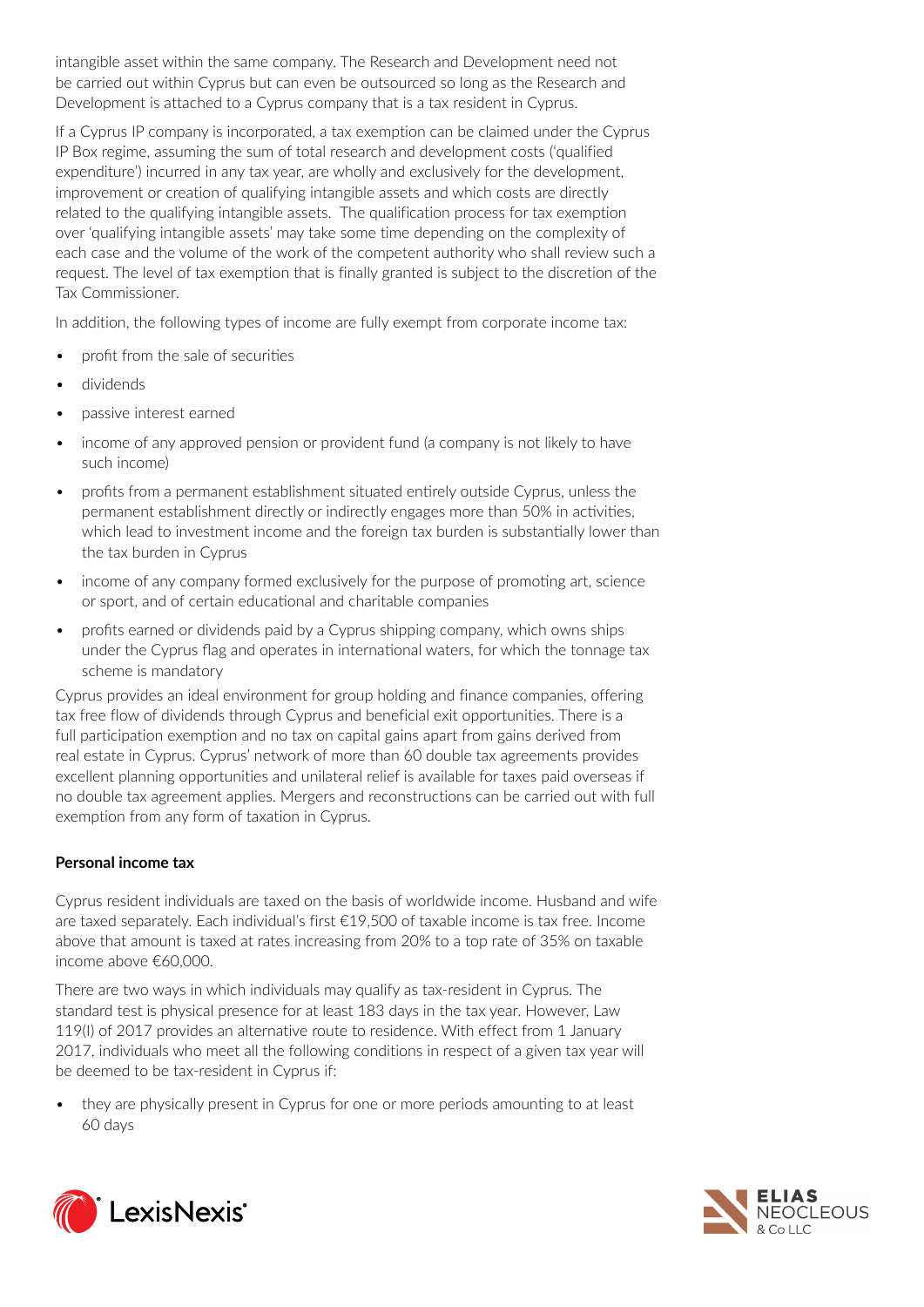intangible asset within the same company. The Research and Development need not be carried out within Cyprus but can even be outsourced so long as the Research and Development is attached to a Cyprus company that is a tax resident in Cyprus.

If a Cyprus IP company is incorporated, a tax exemption can be claimed under the Cyprus IP Box regime, assuming the sum of total research and development costs ('qualified expenditure') incurred in any tax year, are wholly and exclusively for the development, improvement or creation of qualifying intangible assets and which costs are directly related to the qualifying intangible assets. The qualification process for tax exemption over 'qualifying intangible assets' may take some time depending on the complexity of each case and the volume of the work of the competent authority who shall review such a request. The level of tax exemption that is finally granted is subject to the discretion of the Tax Commissioner.

In addition, the following types of income are fully exempt from corporate income tax:

- profit from the sale of securities
- dividends
- passive interest earned
- income of any approved pension or provident fund (a company is not likely to have such income)
- profits from a permanent establishment situated entirely outside Cyprus, unless the permanent establishment directly or indirectly engages more than 50% in activities, which lead to investment income and the foreign tax burden is substantially lower than the tax burden in Cyprus
- income of any company formed exclusively for the purpose of promoting art, science or sport, and of certain educational and charitable companies
- profits earned or dividends paid by a Cyprus shipping company, which owns ships under the Cyprus flag and operates in international waters, for which the tonnage tax scheme is mandatory

Cyprus provides an ideal environment for group holding and finance companies, offering tax free flow of dividends through Cyprus and beneficial exit opportunities. There is a full participation exemption and no tax on capital gains apart from gains derived from real estate in Cyprus. Cyprus' network of more than 60 double tax agreements provides excellent planning opportunities and unilateral relief is available for taxes paid overseas if no double tax agreement applies. Mergers and reconstructions can be carried out with full exemption from any form of taxation in Cyprus.

**Personal income tax**

Cyprus resident individuals are taxed on the basis of worldwide income. Husband and wife are taxed separately. Each individual's first €19,500 of taxable income is tax free. Income above that amount is taxed at rates increasing from 20% to a top rate of 35% on taxable income above €60,000.

There are two ways in which individuals may qualify as tax-resident in Cyprus. The standard test is physical presence for at least 183 days in the tax year. However, Law 119(I) of 2017 provides an alternative route to residence. With effect from 1 January 2017, individuals who meet all the following conditions in respect of a given tax year will be deemed to be tax-resident in Cyprus if:

- they are physically present in Cyprus for one or more periods amounting to at least 60 days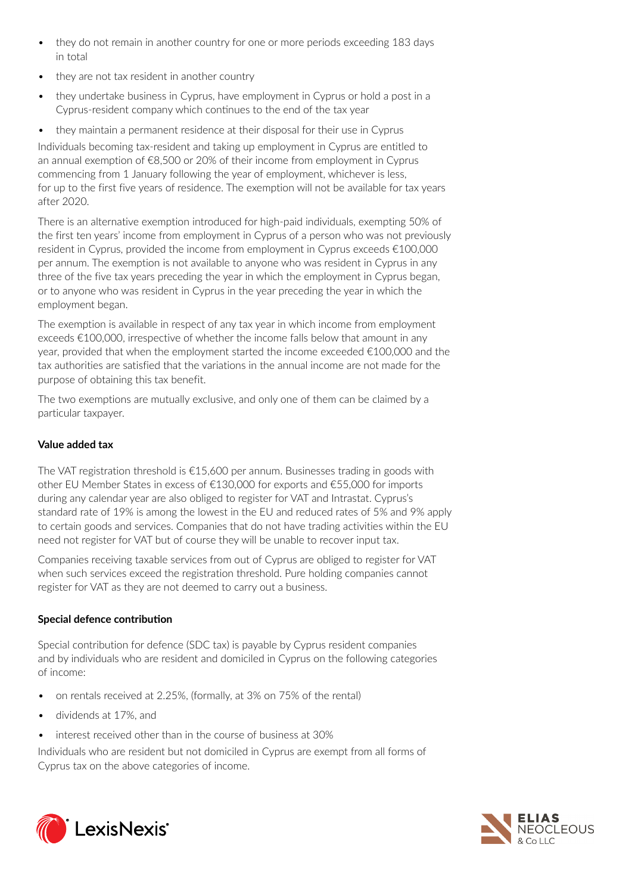- they do not remain in another country for one or more periods exceeding 183 days in total
- they are not tax resident in another country
- they undertake business in Cyprus, have employment in Cyprus or hold a post in a Cyprus-resident company which continues to the end of the tax year
- they maintain a permanent residence at their disposal for their use in Cyprus

Individuals becoming tax-resident and taking up employment in Cyprus are entitled to an annual exemption of €8,500 or 20% of their income from employment in Cyprus commencing from 1 January following the year of employment, whichever is less, for up to the first five years of residence. The exemption will not be available for tax years after 2020.

There is an alternative exemption introduced for high-paid individuals, exempting 50% of the first ten years' income from employment in Cyprus of a person who was not previously resident in Cyprus, provided the income from employment in Cyprus exceeds €100,000 per annum. The exemption is not available to anyone who was resident in Cyprus in any three of the five tax years preceding the year in which the employment in Cyprus began, or to anyone who was resident in Cyprus in the year preceding the year in which the employment began.

The exemption is available in respect of any tax year in which income from employment exceeds €100,000, irrespective of whether the income falls below that amount in any year, provided that when the employment started the income exceeded €100,000 and the tax authorities are satisfied that the variations in the annual income are not made for the purpose of obtaining this tax benefit.

The two exemptions are mutually exclusive, and only one of them can be claimed by a particular taxpayer.

**Value added tax**

The VAT registration threshold is €15,600 per annum. Businesses trading in goods with other EU Member States in excess of €130,000 for exports and €55,000 for imports during any calendar year are also obliged to register for VAT and Intrastat. Cyprus's standard rate of 19% is among the lowest in the EU and reduced rates of 5% and 9% apply to certain goods and services. Companies that do not have trading activities within the EU need not register for VAT but of course they will be unable to recover input tax.

Companies receiving taxable services from out of Cyprus are obliged to register for VAT when such services exceed the registration threshold. Pure holding companies cannot register for VAT as they are not deemed to carry out a business.

**Special defence contribution**

Special contribution for defence (SDC tax) is payable by Cyprus resident companies and by individuals who are resident and domiciled in Cyprus on the following categories of income:

- on rentals received at 2.25%, (formally, at 3% on 75% of the rental)
- dividends at 17%, and
- interest received other than in the course of business at 30%

Individuals who are resident but not domiciled in Cyprus are exempt from all forms of Cyprus tax on the above categories of income.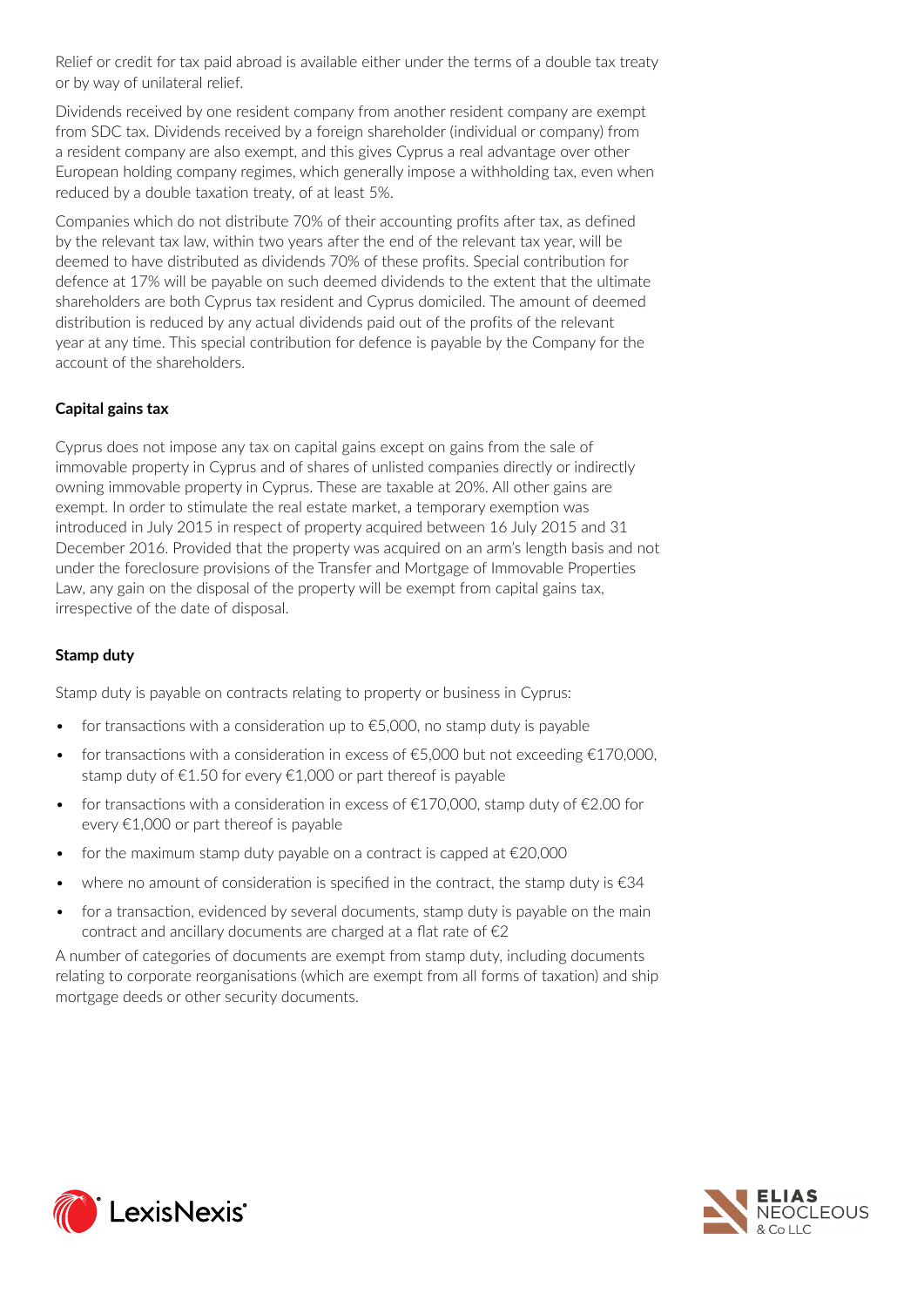Relief or credit for tax paid abroad is available either under the terms of a double tax treaty or by way of unilateral relief.

Dividends received by one resident company from another resident company are exempt from SDC tax. Dividends received by a foreign shareholder (individual or company) from a resident company are also exempt, and this gives Cyprus a real advantage over other European holding company regimes, which generally impose a withholding tax, even when reduced by a double taxation treaty, of at least 5%.

Companies which do not distribute 70% of their accounting profits after tax, as defined by the relevant tax law, within two years after the end of the relevant tax year, will be deemed to have distributed as dividends 70% of these profits. Special contribution for defence at 17% will be payable on such deemed dividends to the extent that the ultimate shareholders are both Cyprus tax resident and Cyprus domiciled. The amount of deemed distribution is reduced by any actual dividends paid out of the profits of the relevant year at any time. This special contribution for defence is payable by the Company for the account of the shareholders.

**Capital gains tax**

Cyprus does not impose any tax on capital gains except on gains from the sale of immovable property in Cyprus and of shares of unlisted companies directly or indirectly owning immovable property in Cyprus. These are taxable at 20%. All other gains are exempt. In order to stimulate the real estate market, a temporary exemption was introduced in July 2015 in respect of property acquired between 16 July 2015 and 31 December 2016. Provided that the property was acquired on an arm's length basis and not under the foreclosure provisions of the Transfer and Mortgage of Immovable Properties Law, any gain on the disposal of the property will be exempt from capital gains tax, irrespective of the date of disposal.

**Stamp duty**

Stamp duty is payable on contracts relating to property or business in Cyprus:

- for transactions with a consideration up to €5,000, no stamp duty is payable
- for transactions with a consideration in excess of €5,000 but not exceeding €170,000, stamp duty of €1.50 for every €1,000 or part thereof is payable
- for transactions with a consideration in excess of €170,000, stamp duty of €2.00 for every €1,000 or part thereof is payable
- for the maximum stamp duty payable on a contract is capped at €20,000
- where no amount of consideration is specified in the contract, the stamp duty is €34
- for a transaction, evidenced by several documents, stamp duty is payable on the main contract and ancillary documents are charged at a flat rate of €2

A number of categories of documents are exempt from stamp duty, including documents relating to corporate reorganisations (which are exempt from all forms of taxation) and ship mortgage deeds or other security documents.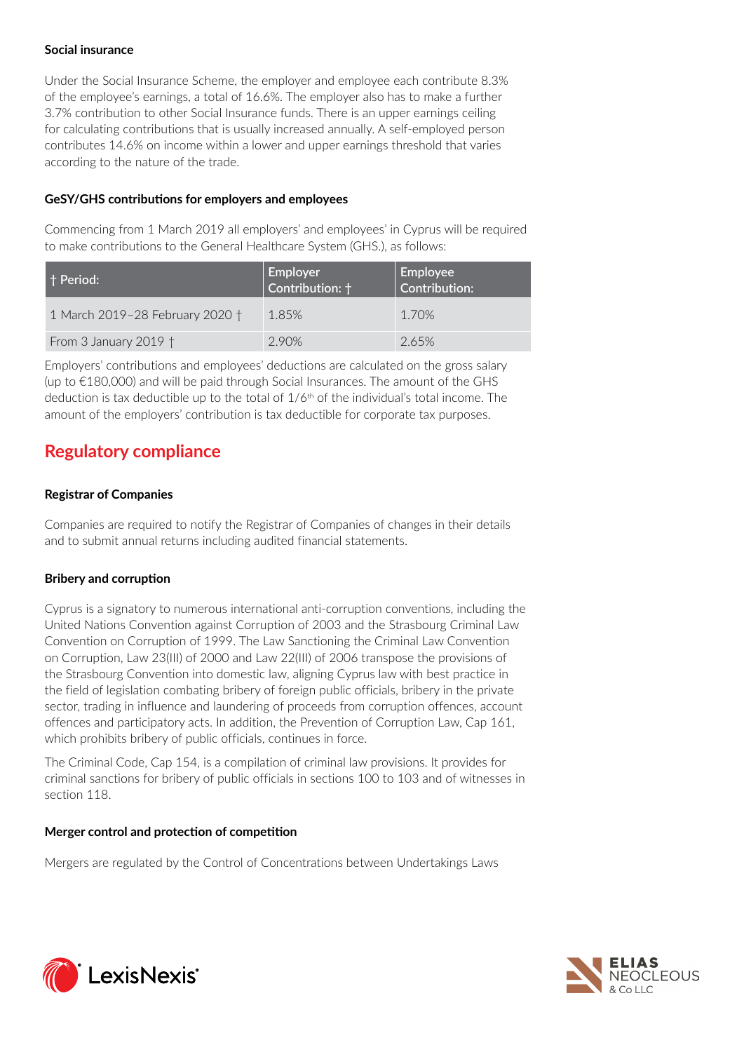**Social insurance**

Under the Social Insurance Scheme, the employer and employee each contribute 8.3% of the employee's earnings, a total of 16.6%. The employer also has to make a further 3.7% contribution to other Social Insurance funds. There is an upper earnings ceiling for calculating contributions that is usually increased annually. A self-employed person contributes 14.6% on income within a lower and upper earnings threshold that varies according to the nature of the trade.

**GeSY/GHS contributions for employers and employees**

Commencing from 1 March 2019 all employers' and employees' in Cyprus will be required to make contributions to the General Healthcare System (GHS.), as follows:

| † Period: | Employer Contribution: † | Employee Contribution: |
|---|---|---|
| 1 March 2019–28 February 2020 † | 1.85% | 1.70% |
| From 3 January 2019 † | 2.90% | 2.65% |

Employers' contributions and employees' deductions are calculated on the gross salary (up to €180,000) and will be paid through Social Insurances. The amount of the GHS deduction is tax deductible up to the total of 1/6th of the individual's total income. The amount of the employers' contribution is tax deductible for corporate tax purposes.

## Regulatory compliance

**Registrar of Companies**

Companies are required to notify the Registrar of Companies of changes in their details and to submit annual returns including audited financial statements.

**Bribery and corruption**

Cyprus is a signatory to numerous international anti-corruption conventions, including the United Nations Convention against Corruption of 2003 and the Strasbourg Criminal Law Convention on Corruption of 1999. The Law Sanctioning the Criminal Law Convention on Corruption, Law 23(III) of 2000 and Law 22(III) of 2006 transpose the provisions of the Strasbourg Convention into domestic law, aligning Cyprus law with best practice in the field of legislation combating bribery of foreign public officials, bribery in the private sector, trading in influence and laundering of proceeds from corruption offences, account offences and participatory acts. In addition, the Prevention of Corruption Law, Cap 161, which prohibits bribery of public officials, continues in force.

The Criminal Code, Cap 154, is a compilation of criminal law provisions. It provides for criminal sanctions for bribery of public officials in sections 100 to 103 and of witnesses in section 118.

**Merger control and protection of competition**

Mergers are regulated by the Control of Concentrations between Undertakings Laws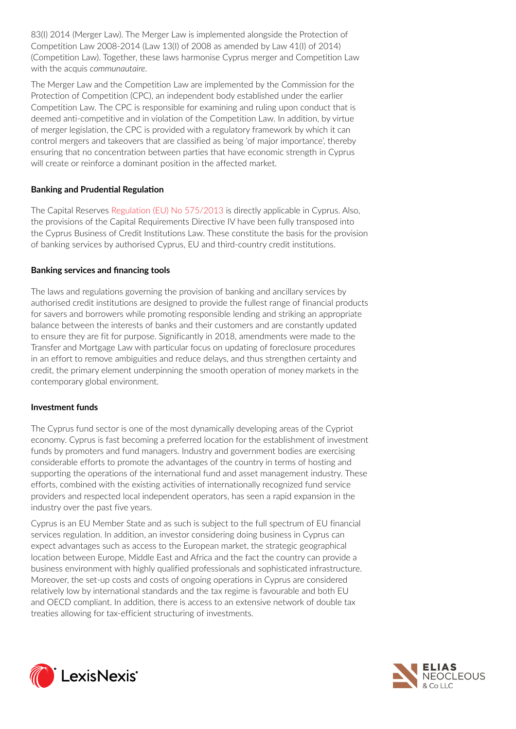83(I) 2014 (Merger Law). The Merger Law is implemented alongside the Protection of Competition Law 2008-2014 (Law 13(I) of 2008 as amended by Law 41(I) of 2014) (Competition Law). Together, these laws harmonise Cyprus merger and Competition Law with the acquis *communautaire*.

The Merger Law and the Competition Law are implemented by the Commission for the Protection of Competition (CPC), an independent body established under the earlier Competition Law. The CPC is responsible for examining and ruling upon conduct that is deemed anti-competitive and in violation of the Competition Law. In addition, by virtue of merger legislation, the CPC is provided with a regulatory framework by which it can control mergers and takeovers that are classified as being 'of major importance', thereby ensuring that no concentration between parties that have economic strength in Cyprus will create or reinforce a dominant position in the affected market.

**Banking and Prudential Regulation**

The Capital Reserves Regulation (EU) No 575/2013 is directly applicable in Cyprus. Also, the provisions of the Capital Requirements Directive IV have been fully transposed into the Cyprus Business of Credit Institutions Law. These constitute the basis for the provision of banking services by authorised Cyprus, EU and third-country credit institutions.

**Banking services and financing tools**

The laws and regulations governing the provision of banking and ancillary services by authorised credit institutions are designed to provide the fullest range of financial products for savers and borrowers while promoting responsible lending and striking an appropriate balance between the interests of banks and their customers and are constantly updated to ensure they are fit for purpose. Significantly in 2018, amendments were made to the Transfer and Mortgage Law with particular focus on updating of foreclosure procedures in an effort to remove ambiguities and reduce delays, and thus strengthen certainty and credit, the primary element underpinning the smooth operation of money markets in the contemporary global environment.

**Investment funds**

The Cyprus fund sector is one of the most dynamically developing areas of the Cypriot economy. Cyprus is fast becoming a preferred location for the establishment of investment funds by promoters and fund managers. Industry and government bodies are exercising considerable efforts to promote the advantages of the country in terms of hosting and supporting the operations of the international fund and asset management industry. These efforts, combined with the existing activities of internationally recognized fund service providers and respected local independent operators, has seen a rapid expansion in the industry over the past five years.

Cyprus is an EU Member State and as such is subject to the full spectrum of EU financial services regulation. In addition, an investor considering doing business in Cyprus can expect advantages such as access to the European market, the strategic geographical location between Europe, Middle East and Africa and the fact the country can provide a business environment with highly qualified professionals and sophisticated infrastructure. Moreover, the set-up costs and costs of ongoing operations in Cyprus are considered relatively low by international standards and the tax regime is favourable and both EU and OECD compliant. In addition, there is access to an extensive network of double tax treaties allowing for tax-efficient structuring of investments.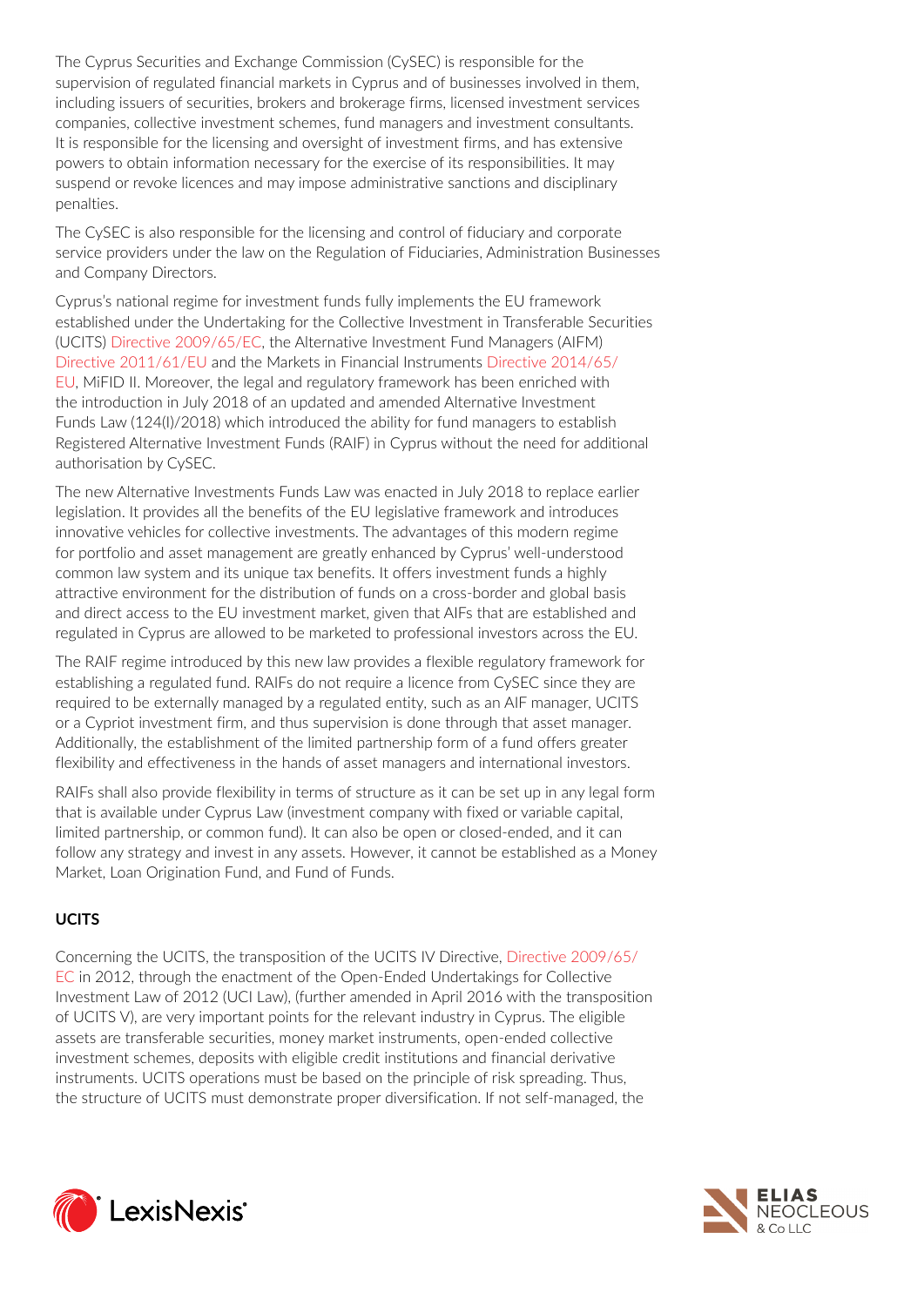The Cyprus Securities and Exchange Commission (CySEC) is responsible for the supervision of regulated financial markets in Cyprus and of businesses involved in them, including issuers of securities, brokers and brokerage firms, licensed investment services companies, collective investment schemes, fund managers and investment consultants. It is responsible for the licensing and oversight of investment firms, and has extensive powers to obtain information necessary for the exercise of its responsibilities. It may suspend or revoke licences and may impose administrative sanctions and disciplinary penalties.

The CySEC is also responsible for the licensing and control of fiduciary and corporate service providers under the law on the Regulation of Fiduciaries, Administration Businesses and Company Directors.

Cyprus's national regime for investment funds fully implements the EU framework established under the Undertaking for the Collective Investment in Transferable Securities (UCITS) Directive 2009/65/EC, the Alternative Investment Fund Managers (AIFM) Directive 2011/61/EU and the Markets in Financial Instruments Directive 2014/65/EU, MiFID II. Moreover, the legal and regulatory framework has been enriched with the introduction in July 2018 of an updated and amended Alternative Investment Funds Law (124(I)/2018) which introduced the ability for fund managers to establish Registered Alternative Investment Funds (RAIF) in Cyprus without the need for additional authorisation by CySEC.

The new Alternative Investments Funds Law was enacted in July 2018 to replace earlier legislation. It provides all the benefits of the EU legislative framework and introduces innovative vehicles for collective investments. The advantages of this modern regime for portfolio and asset management are greatly enhanced by Cyprus' well-understood common law system and its unique tax benefits. It offers investment funds a highly attractive environment for the distribution of funds on a cross-border and global basis and direct access to the EU investment market, given that AIFs that are established and regulated in Cyprus are allowed to be marketed to professional investors across the EU.

The RAIF regime introduced by this new law provides a flexible regulatory framework for establishing a regulated fund. RAIFs do not require a licence from CySEC since they are required to be externally managed by a regulated entity, such as an AIF manager, UCITS or a Cypriot investment firm, and thus supervision is done through that asset manager. Additionally, the establishment of the limited partnership form of a fund offers greater flexibility and effectiveness in the hands of asset managers and international investors.

RAIFs shall also provide flexibility in terms of structure as it can be set up in any legal form that is available under Cyprus Law (investment company with fixed or variable capital, limited partnership, or common fund). It can also be open or closed-ended, and it can follow any strategy and invest in any assets. However, it cannot be established as a Money Market, Loan Origination Fund, and Fund of Funds.

**UCITS**

Concerning the UCITS, the transposition of the UCITS IV Directive, Directive 2009/65/EC in 2012, through the enactment of the Open-Ended Undertakings for Collective Investment Law of 2012 (UCI Law), (further amended in April 2016 with the transposition of UCITS V), are very important points for the relevant industry in Cyprus. The eligible assets are transferable securities, money market instruments, open-ended collective investment schemes, deposits with eligible credit institutions and financial derivative instruments. UCITS operations must be based on the principle of risk spreading. Thus, the structure of UCITS must demonstrate proper diversification. If not self-managed, the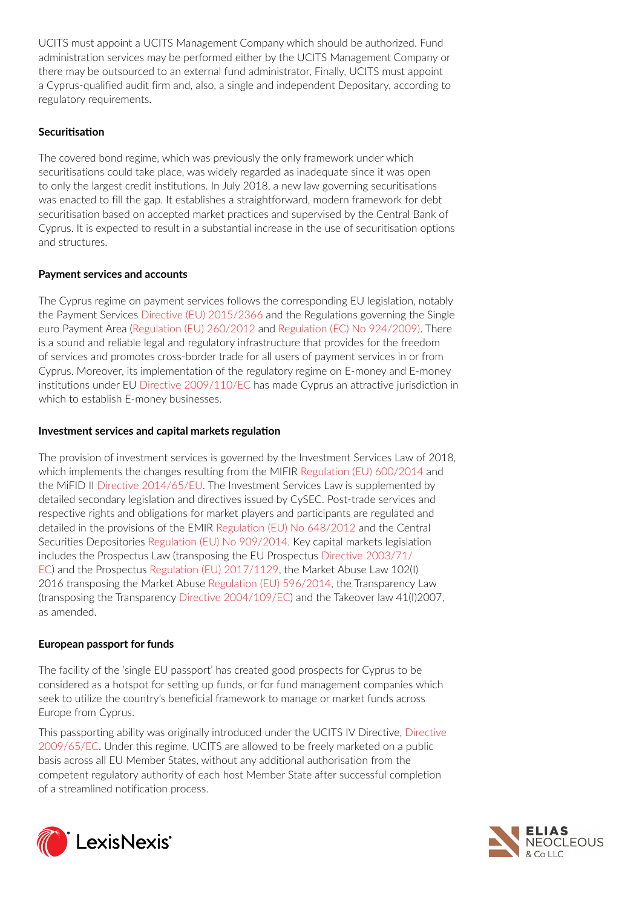UCITS must appoint a UCITS Management Company which should be authorized. Fund administration services may be performed either by the UCITS Management Company or there may be outsourced to an external fund administrator, Finally, UCITS must appoint a Cyprus-qualified audit firm and, also, a single and independent Depositary, according to regulatory requirements.

**Securitisation**

The covered bond regime, which was previously the only framework under which securitisations could take place, was widely regarded as inadequate since it was open to only the largest credit institutions. In July 2018, a new law governing securitisations was enacted to fill the gap. It establishes a straightforward, modern framework for debt securitisation based on accepted market practices and supervised by the Central Bank of Cyprus. It is expected to result in a substantial increase in the use of securitisation options and structures.

**Payment services and accounts**

The Cyprus regime on payment services follows the corresponding EU legislation, notably the Payment Services Directive (EU) 2015/2366 and the Regulations governing the Single euro Payment Area (Regulation (EU) 260/2012 and Regulation (EC) No 924/2009). There is a sound and reliable legal and regulatory infrastructure that provides for the freedom of services and promotes cross-border trade for all users of payment services in or from Cyprus. Moreover, its implementation of the regulatory regime on E-money and E-money institutions under EU Directive 2009/110/EC has made Cyprus an attractive jurisdiction in which to establish E-money businesses.

**Investment services and capital markets regulation**

The provision of investment services is governed by the Investment Services Law of 2018, which implements the changes resulting from the MIFIR Regulation (EU) 600/2014 and the MiFID II Directive 2014/65/EU. The Investment Services Law is supplemented by detailed secondary legislation and directives issued by CySEC. Post-trade services and respective rights and obligations for market players and participants are regulated and detailed in the provisions of the EMIR Regulation (EU) No 648/2012 and the Central Securities Depositories Regulation (EU) No 909/2014. Key capital markets legislation includes the Prospectus Law (transposing the EU Prospectus Directive 2003/71/EC) and the Prospectus Regulation (EU) 2017/1129, the Market Abuse Law 102(I) 2016 transposing the Market Abuse Regulation (EU) 596/2014, the Transparency Law (transposing the Transparency Directive 2004/109/EC) and the Takeover law 41(I)2007, as amended.

**European passport for funds**

The facility of the 'single EU passport' has created good prospects for Cyprus to be considered as a hotspot for setting up funds, or for fund management companies which seek to utilize the country's beneficial framework to manage or market funds across Europe from Cyprus.

This passporting ability was originally introduced under the UCITS IV Directive, Directive 2009/65/EC. Under this regime, UCITS are allowed to be freely marketed on a public basis across all EU Member States, without any additional authorisation from the competent regulatory authority of each host Member State after successful completion of a streamlined notification process.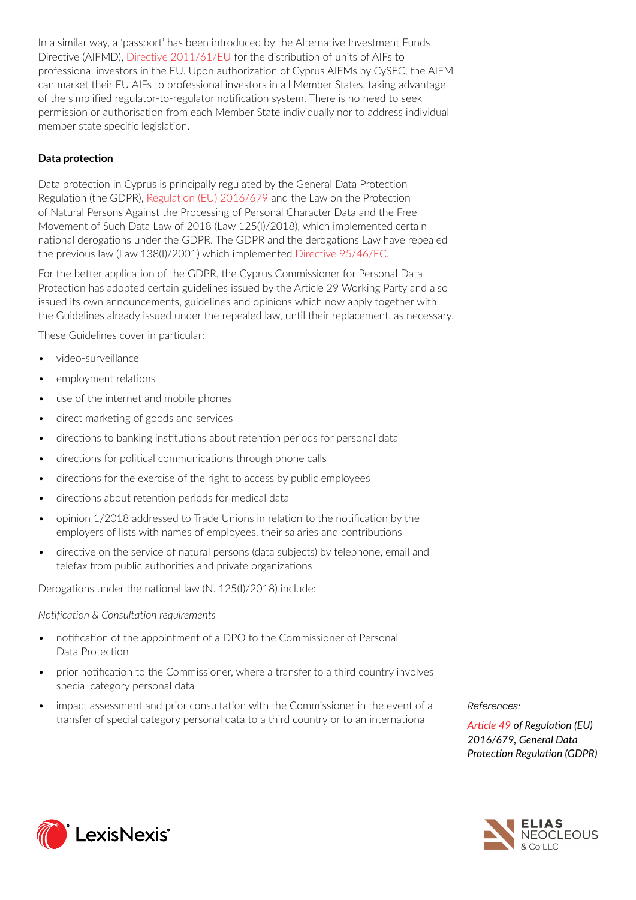In a similar way, a 'passport' has been introduced by the Alternative Investment Funds Directive (AIFMD), Directive 2011/61/EU for the distribution of units of AIFs to professional investors in the EU. Upon authorization of Cyprus AIFMs by CySEC, the AIFM can market their EU AIFs to professional investors in all Member States, taking advantage of the simplified regulator-to-regulator notification system. There is no need to seek permission or authorisation from each Member State individually nor to address individual member state specific legislation.

**Data protection**

Data protection in Cyprus is principally regulated by the General Data Protection Regulation (the GDPR), Regulation (EU) 2016/679 and the Law on the Protection of Natural Persons Against the Processing of Personal Character Data and the Free Movement of Such Data Law of 2018 (Law 125(I)/2018), which implemented certain national derogations under the GDPR. The GDPR and the derogations Law have repealed the previous law (Law 138(I)/2001) which implemented Directive 95/46/EC.

For the better application of the GDPR, the Cyprus Commissioner for Personal Data Protection has adopted certain guidelines issued by the Article 29 Working Party and also issued its own announcements, guidelines and opinions which now apply together with the Guidelines already issued under the repealed law, until their replacement, as necessary.

These Guidelines cover in particular:

- video-surveillance
- employment relations
- use of the internet and mobile phones
- direct marketing of goods and services
- directions to banking institutions about retention periods for personal data
- directions for political communications through phone calls
- directions for the exercise of the right to access by public employees
- directions about retention periods for medical data
- opinion 1/2018 addressed to Trade Unions in relation to the notification by the employers of lists with names of employees, their salaries and contributions
- directive on the service of natural persons (data subjects) by telephone, email and telefax from public authorities and private organizations

Derogations under the national law (N. 125(I)/2018) include:

*Notification & Consultation requirements*

- notification of the appointment of a DPO to the Commissioner of Personal Data Protection
- prior notification to the Commissioner, where a transfer to a third country involves special category personal data
- impact assessment and prior consultation with the Commissioner in the event of a transfer of special category personal data to a third country or to an international

*References:*

*Article 49 of Regulation (EU) 2016/679, General Data Protection Regulation (GDPR)*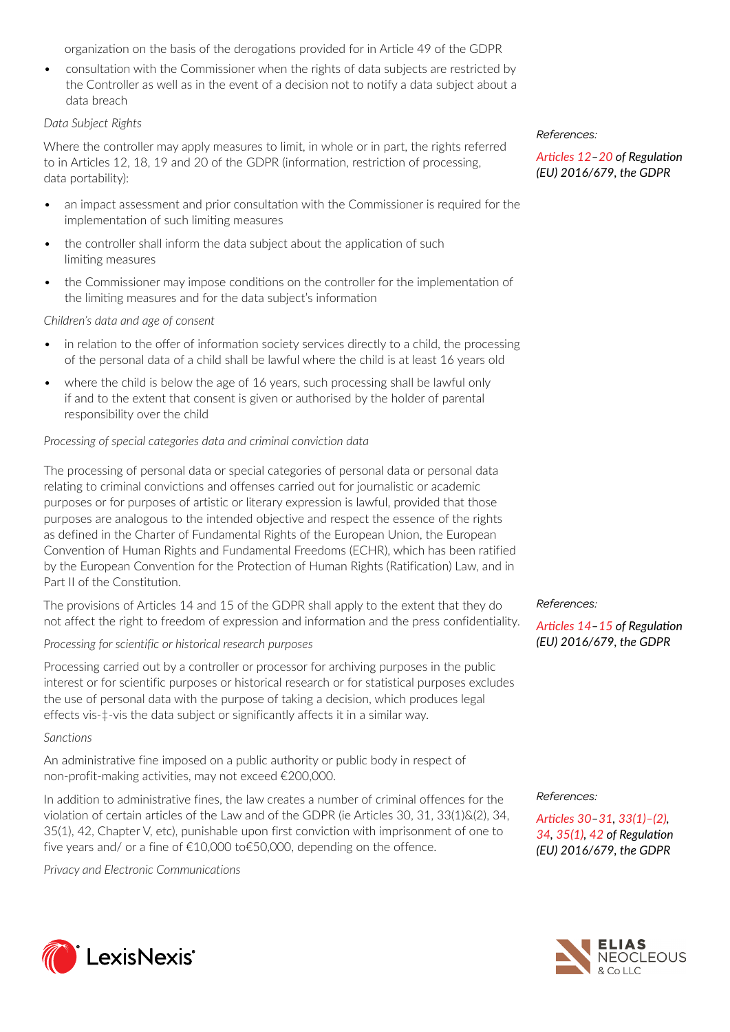organization on the basis of the derogations provided for in Article 49 of the GDPR

- consultation with the Commissioner when the rights of data subjects are restricted by the Controller as well as in the event of a decision not to notify a data subject about a data breach

*Data Subject Rights*

Where the controller may apply measures to limit, in whole or in part, the rights referred to in Articles 12, 18, 19 and 20 of the GDPR (information, restriction of processing, data portability):

*References:*

*Articles 12–20 of Regulation (EU) 2016/679, the GDPR*

- an impact assessment and prior consultation with the Commissioner is required for the implementation of such limiting measures
- the controller shall inform the data subject about the application of such limiting measures
- the Commissioner may impose conditions on the controller for the implementation of the limiting measures and for the data subject's information

*Children's data and age of consent*

- in relation to the offer of information society services directly to a child, the processing of the personal data of a child shall be lawful where the child is at least 16 years old
- where the child is below the age of 16 years, such processing shall be lawful only if and to the extent that consent is given or authorised by the holder of parental responsibility over the child

*Processing of special categories data and criminal conviction data*

The processing of personal data or special categories of personal data or personal data relating to criminal convictions and offenses carried out for journalistic or academic purposes or for purposes of artistic or literary expression is lawful, provided that those purposes are analogous to the intended objective and respect the essence of the rights as defined in the Charter of Fundamental Rights of the European Union, the European Convention of Human Rights and Fundamental Freedoms (ECHR), which has been ratified by the European Convention for the Protection of Human Rights (Ratification) Law, and in Part II of the Constitution.

The provisions of Articles 14 and 15 of the GDPR shall apply to the extent that they do not affect the right to freedom of expression and information and the press confidentiality.

*References:*

*Articles 14–15 of Regulation (EU) 2016/679, the GDPR*

*Processing for scientific or historical research purposes*

Processing carried out by a controller or processor for archiving purposes in the public interest or for scientific purposes or historical research or for statistical purposes excludes the use of personal data with the purpose of taking a decision, which produces legal effects vis-‡-vis the data subject or significantly affects it in a similar way.

*Sanctions*

An administrative fine imposed on a public authority or public body in respect of non-profit-making activities, may not exceed €200,000.

In addition to administrative fines, the law creates a number of criminal offences for the violation of certain articles of the Law and of the GDPR (ie Articles 30, 31, 33(1)&(2), 34, 35(1), 42, Chapter V, etc), punishable upon first conviction with imprisonment of one to five years and/ or a fine of €10,000 to€50,000, depending on the offence.

*References:*

*Articles 30–31, 33(1)–(2), 34, 35(1), 42 of Regulation (EU) 2016/679, the GDPR*

*Privacy and Electronic Communications*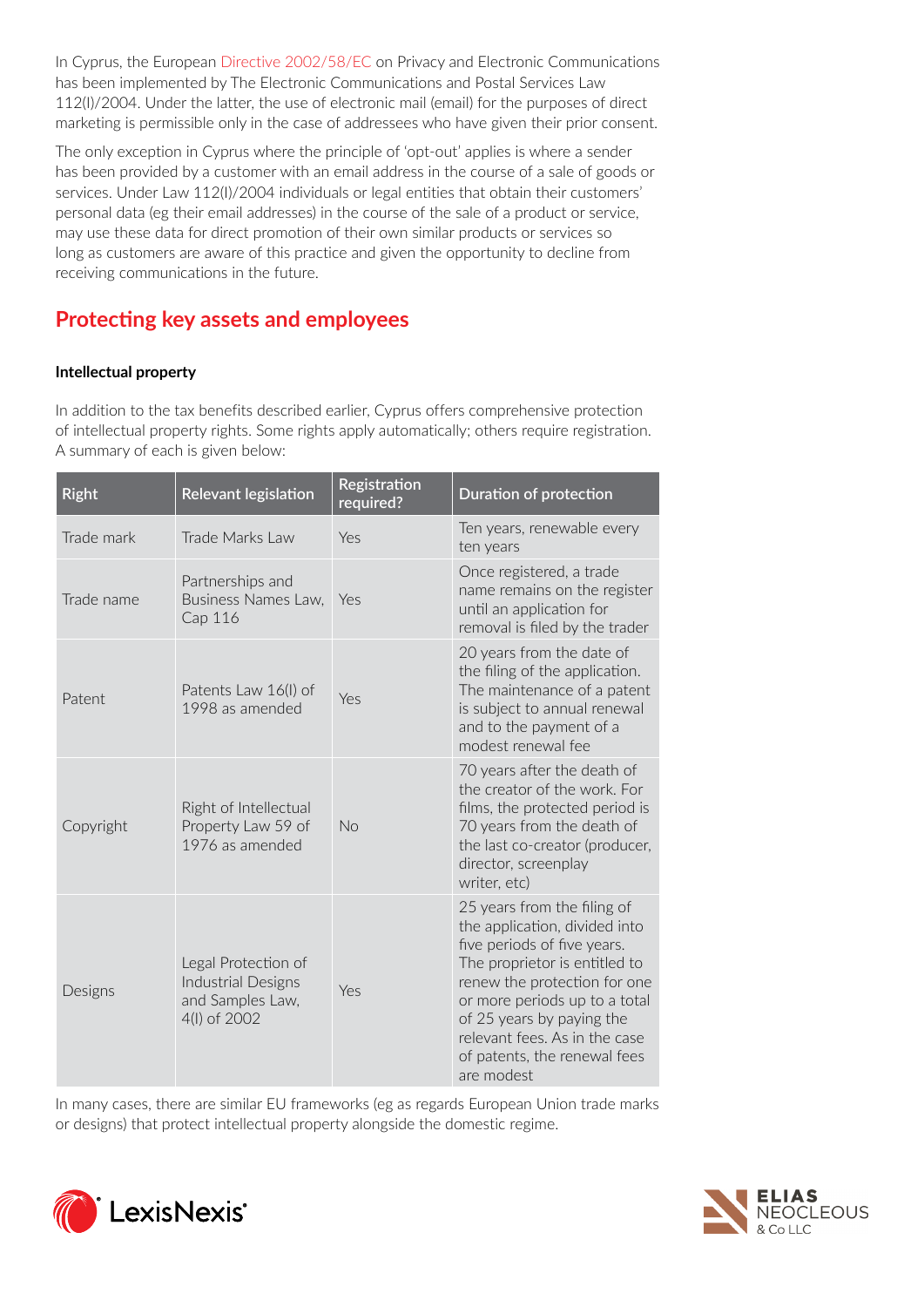In Cyprus, the European Directive 2002/58/EC on Privacy and Electronic Communications has been implemented by The Electronic Communications and Postal Services Law 112(I)/2004. Under the latter, the use of electronic mail (email) for the purposes of direct marketing is permissible only in the case of addressees who have given their prior consent.

The only exception in Cyprus where the principle of 'opt-out' applies is where a sender has been provided by a customer with an email address in the course of a sale of goods or services. Under Law 112(I)/2004 individuals or legal entities that obtain their customers' personal data (eg their email addresses) in the course of the sale of a product or service, may use these data for direct promotion of their own similar products or services so long as customers are aware of this practice and given the opportunity to decline from receiving communications in the future.

## Protecting key assets and employees

### Intellectual property

In addition to the tax benefits described earlier, Cyprus offers comprehensive protection of intellectual property rights. Some rights apply automatically; others require registration. A summary of each is given below:

| Right | Relevant legislation | Registration required? | Duration of protection |
|---|---|---|---|
| Trade mark | Trade Marks Law | Yes | Ten years, renewable every ten years |
| Trade name | Partnerships and Business Names Law, Cap 116 | Yes | Once registered, a trade name remains on the register until an application for removal is filed by the trader |
| Patent | Patents Law 16(I) of 1998 as amended | Yes | 20 years from the date of the filing of the application. The maintenance of a patent is subject to annual renewal and to the payment of a modest renewal fee |
| Copyright | Right of Intellectual Property Law 59 of 1976 as amended | No | 70 years after the death of the creator of the work. For films, the protected period is 70 years from the death of the last co-creator (producer, director, screenplay writer, etc) |
| Designs | Legal Protection of Industrial Designs and Samples Law, 4(I) of 2002 | Yes | 25 years from the filing of the application, divided into five periods of five years. The proprietor is entitled to renew the protection for one or more periods up to a total of 25 years by paying the relevant fees. As in the case of patents, the renewal fees are modest |

In many cases, there are similar EU frameworks (eg as regards European Union trade marks or designs) that protect intellectual property alongside the domestic regime.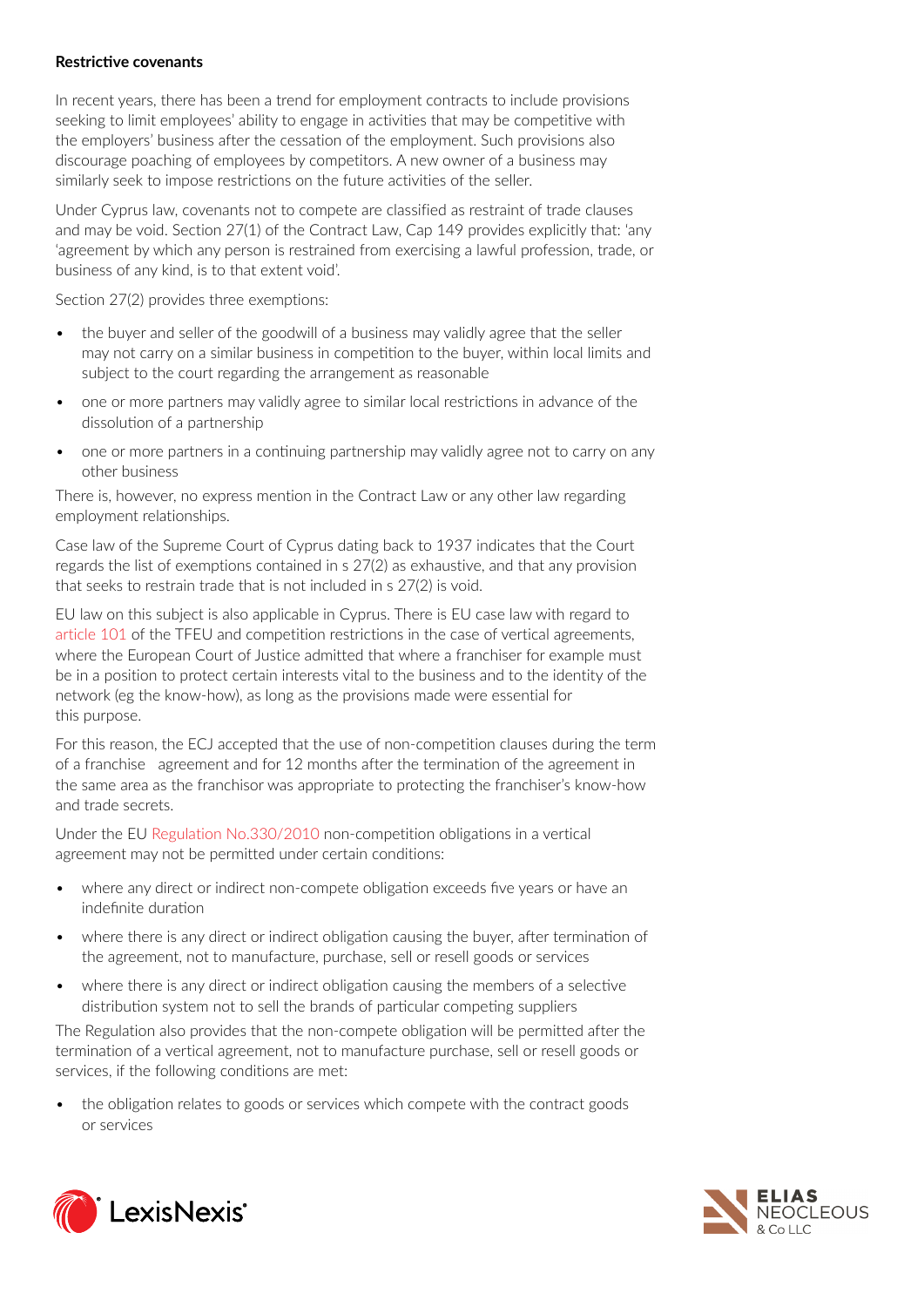**Restrictive covenants**

In recent years, there has been a trend for employment contracts to include provisions seeking to limit employees' ability to engage in activities that may be competitive with the employers' business after the cessation of the employment. Such provisions also discourage poaching of employees by competitors. A new owner of a business may similarly seek to impose restrictions on the future activities of the seller.

Under Cyprus law, covenants not to compete are classified as restraint of trade clauses and may be void. Section 27(1) of the Contract Law, Cap 149 provides explicitly that: 'any 'agreement by which any person is restrained from exercising a lawful profession, trade, or business of any kind, is to that extent void'.

Section 27(2) provides three exemptions:

- the buyer and seller of the goodwill of a business may validly agree that the seller may not carry on a similar business in competition to the buyer, within local limits and subject to the court regarding the arrangement as reasonable
- one or more partners may validly agree to similar local restrictions in advance of the dissolution of a partnership
- one or more partners in a continuing partnership may validly agree not to carry on any other business

There is, however, no express mention in the Contract Law or any other law regarding employment relationships.

Case law of the Supreme Court of Cyprus dating back to 1937 indicates that the Court regards the list of exemptions contained in s 27(2) as exhaustive, and that any provision that seeks to restrain trade that is not included in s 27(2) is void.

EU law on this subject is also applicable in Cyprus. There is EU case law with regard to article 101 of the TFEU and competition restrictions in the case of vertical agreements, where the European Court of Justice admitted that where a franchiser for example must be in a position to protect certain interests vital to the business and to the identity of the network (eg the know-how), as long as the provisions made were essential for this purpose.

For this reason, the ECJ accepted that the use of non-competition clauses during the term of a franchise agreement and for 12 months after the termination of the agreement in the same area as the franchisor was appropriate to protecting the franchiser's know-how and trade secrets.

Under the EU Regulation No.330/2010 non-competition obligations in a vertical agreement may not be permitted under certain conditions:

- where any direct or indirect non-compete obligation exceeds five years or have an indefinite duration
- where there is any direct or indirect obligation causing the buyer, after termination of the agreement, not to manufacture, purchase, sell or resell goods or services
- where there is any direct or indirect obligation causing the members of a selective distribution system not to sell the brands of particular competing suppliers

The Regulation also provides that the non-compete obligation will be permitted after the termination of a vertical agreement, not to manufacture purchase, sell or resell goods or services, if the following conditions are met:

- the obligation relates to goods or services which compete with the contract goods or services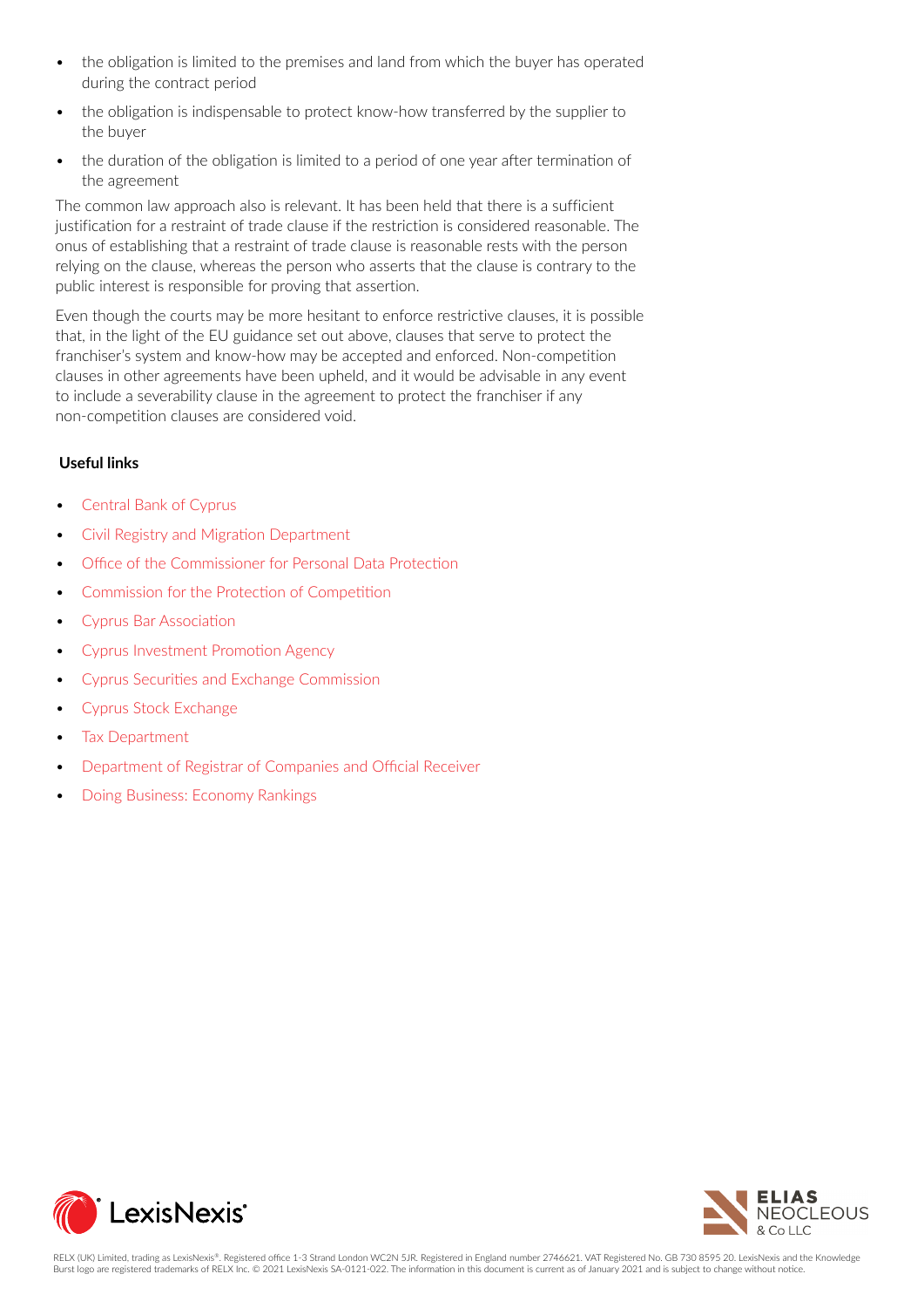- the obligation is limited to the premises and land from which the buyer has operated during the contract period
- the obligation is indispensable to protect know-how transferred by the supplier to the buyer
- the duration of the obligation is limited to a period of one year after termination of the agreement

The common law approach also is relevant. It has been held that there is a sufficient justification for a restraint of trade clause if the restriction is considered reasonable. The onus of establishing that a restraint of trade clause is reasonable rests with the person relying on the clause, whereas the person who asserts that the clause is contrary to the public interest is responsible for proving that assertion.

Even though the courts may be more hesitant to enforce restrictive clauses, it is possible that, in the light of the EU guidance set out above, clauses that serve to protect the franchiser's system and know-how may be accepted and enforced. Non-competition clauses in other agreements have been upheld, and it would be advisable in any event to include a severability clause in the agreement to protect the franchiser if any non-competition clauses are considered void.

**Useful links**

- Central Bank of Cyprus
- Civil Registry and Migration Department
- Office of the Commissioner for Personal Data Protection
- Commission for the Protection of Competition
- Cyprus Bar Association
- Cyprus Investment Promotion Agency
- Cyprus Securities and Exchange Commission
- Cyprus Stock Exchange
- Tax Department
- Department of Registrar of Companies and Official Receiver
- Doing Business: Economy Rankings

RELX (UK) Limited, trading as LexisNexis®. Registered office 1-3 Strand London WC2N 5JR. Registered in England number 2746621. VAT Registered No. GB 730 8595 20. LexisNexis and the Knowledge Burst logo are registered trademarks of RELX Inc. © 2021 LexisNexis SA-0121-022. The information in this document is current as of January 2021 and is subject to change without notice.